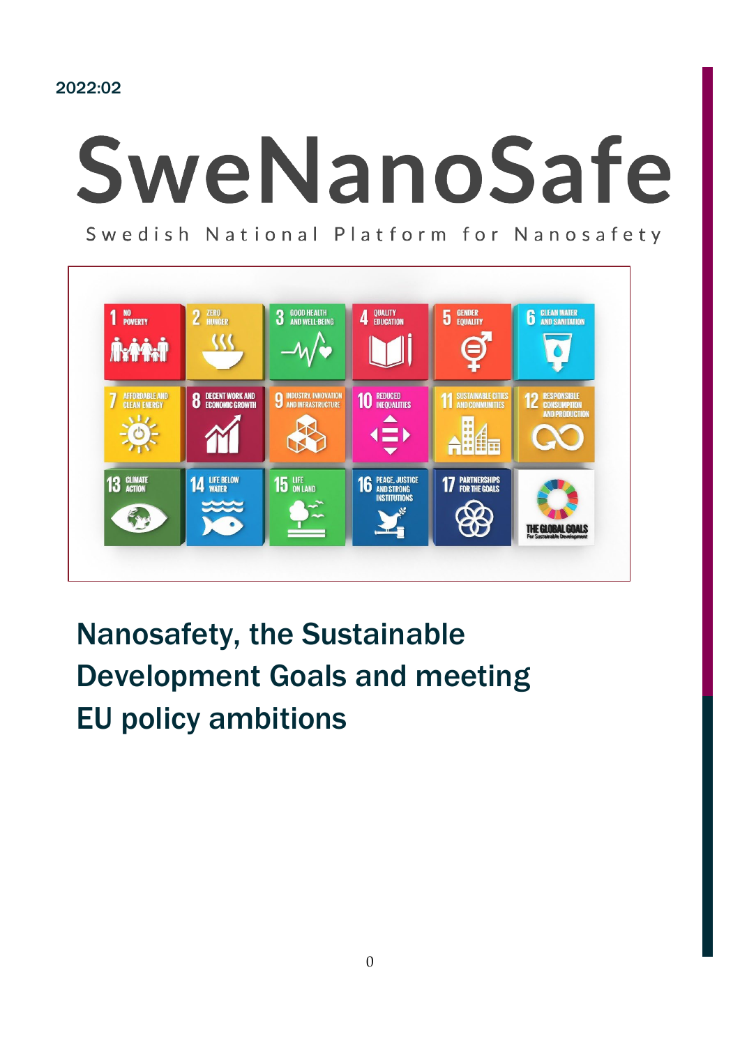2022:02

# SweNanoSafe

Swedish National Platform for Nanosafety

## Nanosafety, the Sustainable Development Goals and meeting EU policy ambitions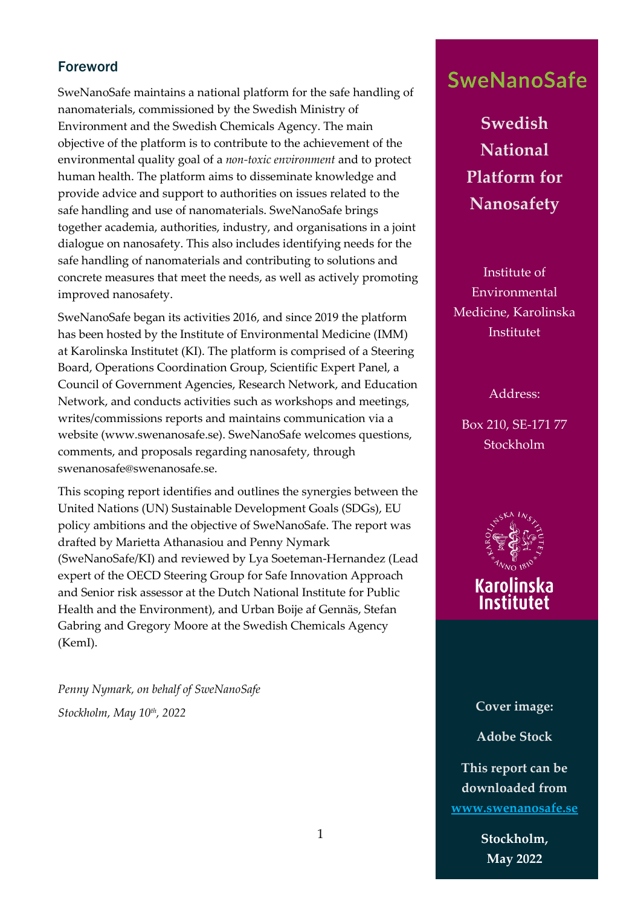## Foreword

SweNanoSafe maintains a national platform for the safe handling of nanomaterials, commissioned by the Swedish Ministry of Environment and the Swedish Chemicals Agency. The main objective of the platform is to contribute to the achievement of the environmental quality goal of a *non-toxic environment* and to protect human health. The platform aims to disseminate knowledge and provide advice and support to authorities on issues related to the safe handling and use of nanomaterials. SweNanoSafe brings together academia, authorities, industry, and organisations in a joint dialogue on nanosafety. This also includes identifying needs for the safe handling of nanomaterials and contributing to solutions and concrete measures that meet the needs, as well as actively promoting improved nanosafety.

SweNanoSafe began its activities 2016, and since 2019 the platform has been hosted by the Institute of Environmental Medicine (IMM) at Karolinska Institutet (KI). The platform is comprised of a Steering Board, Operations Coordination Group, Scientific Expert Panel, a Council of Government Agencies, Research Network, and Education Network, and conducts activities such as workshops and meetings, writes/commissions reports and maintains communication via a website (www.swenanosafe.se). SweNanoSafe welcomes questions, comments, and proposals regarding nanosafety, through swenanosafe@swenanosafe.se.

This scoping report identifies and outlines the synergies between the United Nations (UN) Sustainable Development Goals (SDGs), EU policy ambitions and the objective of SweNanoSafe. The report was drafted by Marietta Athanasiou and Penny Nymark (SweNanoSafe/KI) and reviewed by Lya Soeteman-Hernandez (Lead expert of the OECD Steering Group for Safe Innovation Approach and Senior risk assessor at the Dutch National Institute for Public Health and the Environment), and Urban Boije af Gennäs, Stefan Gabring and Gregory Moore at the Swedish Chemicals Agency (KemI).

*Penny Nymark, on behalf of SweNanoSafe*

*Stockholm, May 10th, 2022*

SweNanoSafe

**Swedish National Platform for Nanosafety**

Institute of Environmental Medicine, Karolinska Institutet

Address:

Box 210, SE-171 77 Stockholm

Karolinska Institutet

**Cover image:**

**Adobe Stock**

**This report can be downloaded from www.swenanosafe.se**

**Stockholm, May 2022**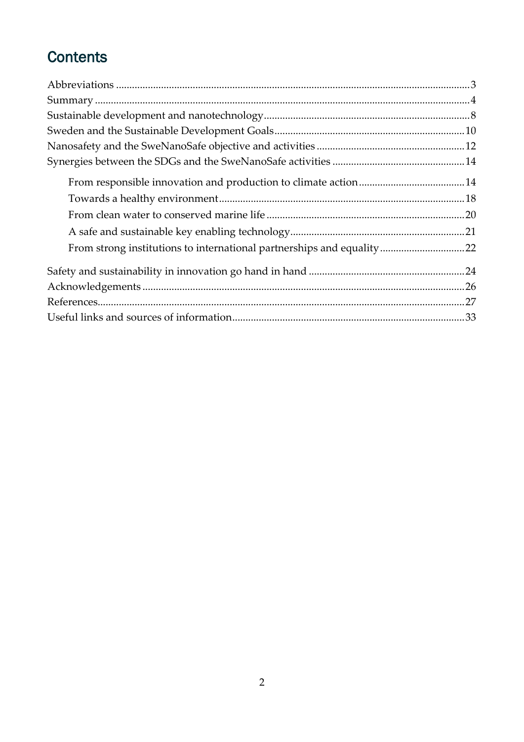# Contents

Abbreviations ..... 3
Summary ..... 4
Sustainable development and nanotechnology ..... 8
Sweden and the Sustainable Development Goals ..... 10
Nanosafety and the SweNanoSafe objective and activities ..... 12
Synergies between the SDGs and the SweNanoSafe activities ..... 14

- From responsible innovation and production to climate action ..... 14
- Towards a healthy environment ..... 18
- From clean water to conserved marine life ..... 20
- A safe and sustainable key enabling technology ..... 21
- From strong institutions to international partnerships and equality ..... 22

Safety and sustainability in innovation go hand in hand ..... 24
Acknowledgements ..... 26
References ..... 27
Useful links and sources of information ..... 33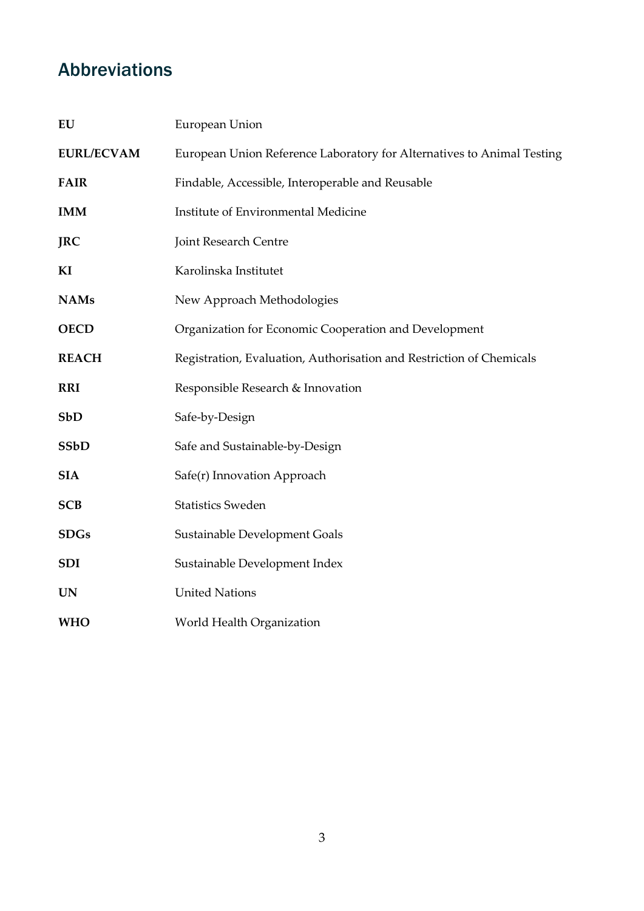## Abbreviations

| | |
|---|---|
| **EU** | European Union |
| **EURL/ECVAM** | European Union Reference Laboratory for Alternatives to Animal Testing |
| **FAIR** | Findable, Accessible, Interoperable and Reusable |
| **IMM** | Institute of Environmental Medicine |
| **JRC** | Joint Research Centre |
| **KI** | Karolinska Institutet |
| **NAMs** | New Approach Methodologies |
| **OECD** | Organization for Economic Cooperation and Development |
| **REACH** | Registration, Evaluation, Authorisation and Restriction of Chemicals |
| **RRI** | Responsible Research & Innovation |
| **SbD** | Safe-by-Design |
| **SSbD** | Safe and Sustainable-by-Design |
| **SIA** | Safe(r) Innovation Approach |
| **SCB** | Statistics Sweden |
| **SDGs** | Sustainable Development Goals |
| **SDI** | Sustainable Development Index |
| **UN** | United Nations |
| **WHO** | World Health Organization |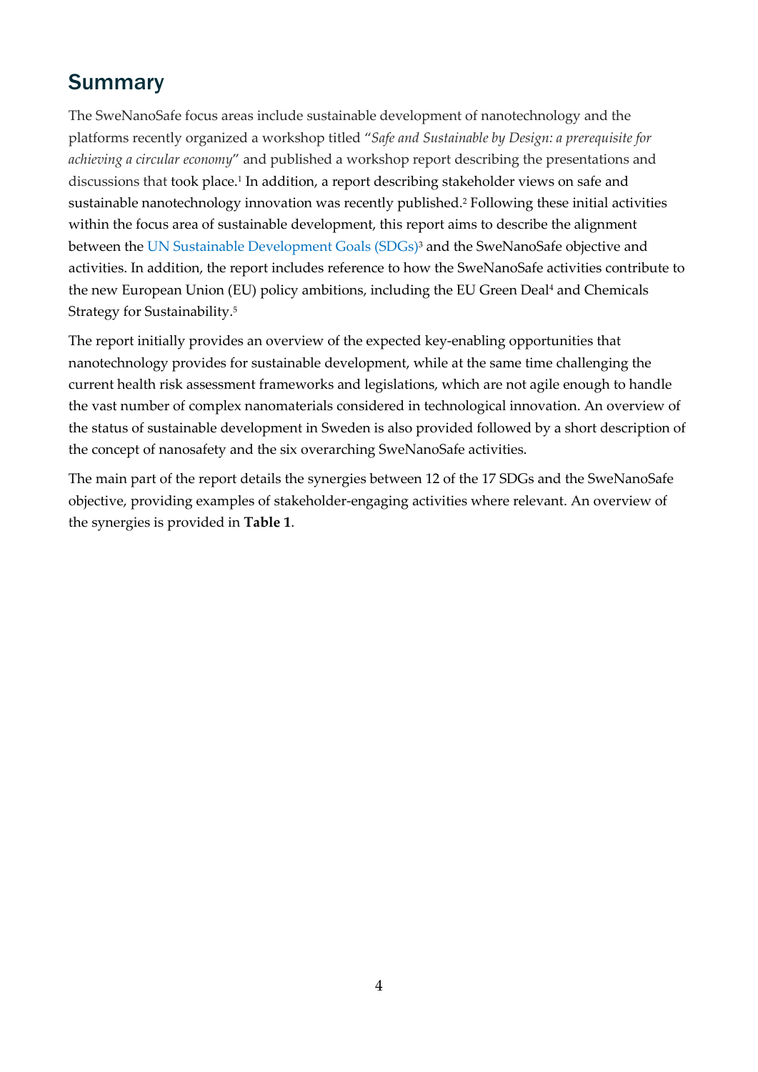## Summary

The SweNanoSafe focus areas include sustainable development of nanotechnology and the platforms recently organized a workshop titled "*Safe and Sustainable by Design: a prerequisite for achieving a circular economy*" and published a workshop report describing the presentations and discussions that took place.[1] In addition, a report describing stakeholder views on safe and sustainable nanotechnology innovation was recently published.[2] Following these initial activities within the focus area of sustainable development, this report aims to describe the alignment between the UN Sustainable Development Goals (SDGs)[3] and the SweNanoSafe objective and activities. In addition, the report includes reference to how the SweNanoSafe activities contribute to the new European Union (EU) policy ambitions, including the EU Green Deal[4] and Chemicals Strategy for Sustainability.[5]

The report initially provides an overview of the expected key-enabling opportunities that nanotechnology provides for sustainable development, while at the same time challenging the current health risk assessment frameworks and legislations, which are not agile enough to handle the vast number of complex nanomaterials considered in technological innovation. An overview of the status of sustainable development in Sweden is also provided followed by a short description of the concept of nanosafety and the six overarching SweNanoSafe activities.

The main part of the report details the synergies between 12 of the 17 SDGs and the SweNanoSafe objective, providing examples of stakeholder-engaging activities where relevant. An overview of the synergies is provided in **Table 1**.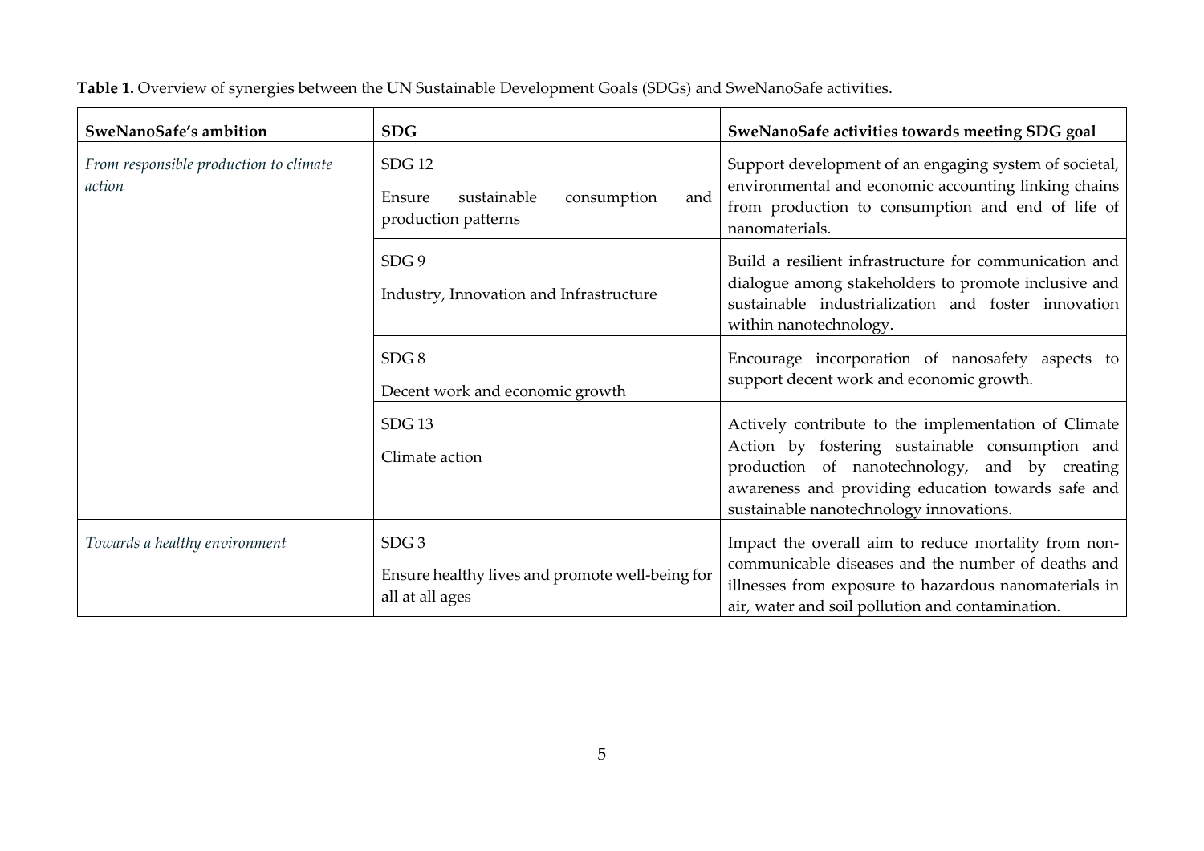**Table 1.** Overview of synergies between the UN Sustainable Development Goals (SDGs) and SweNanoSafe activities.

| SweNanoSafe's ambition | SDG | SweNanoSafe activities towards meeting SDG goal |
|---|---|---|
| *From responsible production to climate action* | SDG 12<br>Ensure sustainable consumption and production patterns | Support development of an engaging system of societal, environmental and economic accounting linking chains from production to consumption and end of life of nanomaterials. |
| | SDG 9<br>Industry, Innovation and Infrastructure | Build a resilient infrastructure for communication and dialogue among stakeholders to promote inclusive and sustainable industrialization and foster innovation within nanotechnology. |
| | SDG 8<br>Decent work and economic growth | Encourage incorporation of nanosafety aspects to support decent work and economic growth. |
| | SDG 13<br>Climate action | Actively contribute to the implementation of Climate Action by fostering sustainable consumption and production of nanotechnology, and by creating awareness and providing education towards safe and sustainable nanotechnology innovations. |
| *Towards a healthy environment* | SDG 3<br>Ensure healthy lives and promote well-being for all at all ages | Impact the overall aim to reduce mortality from non-communicable diseases and the number of deaths and illnesses from exposure to hazardous nanomaterials in air, water and soil pollution and contamination. |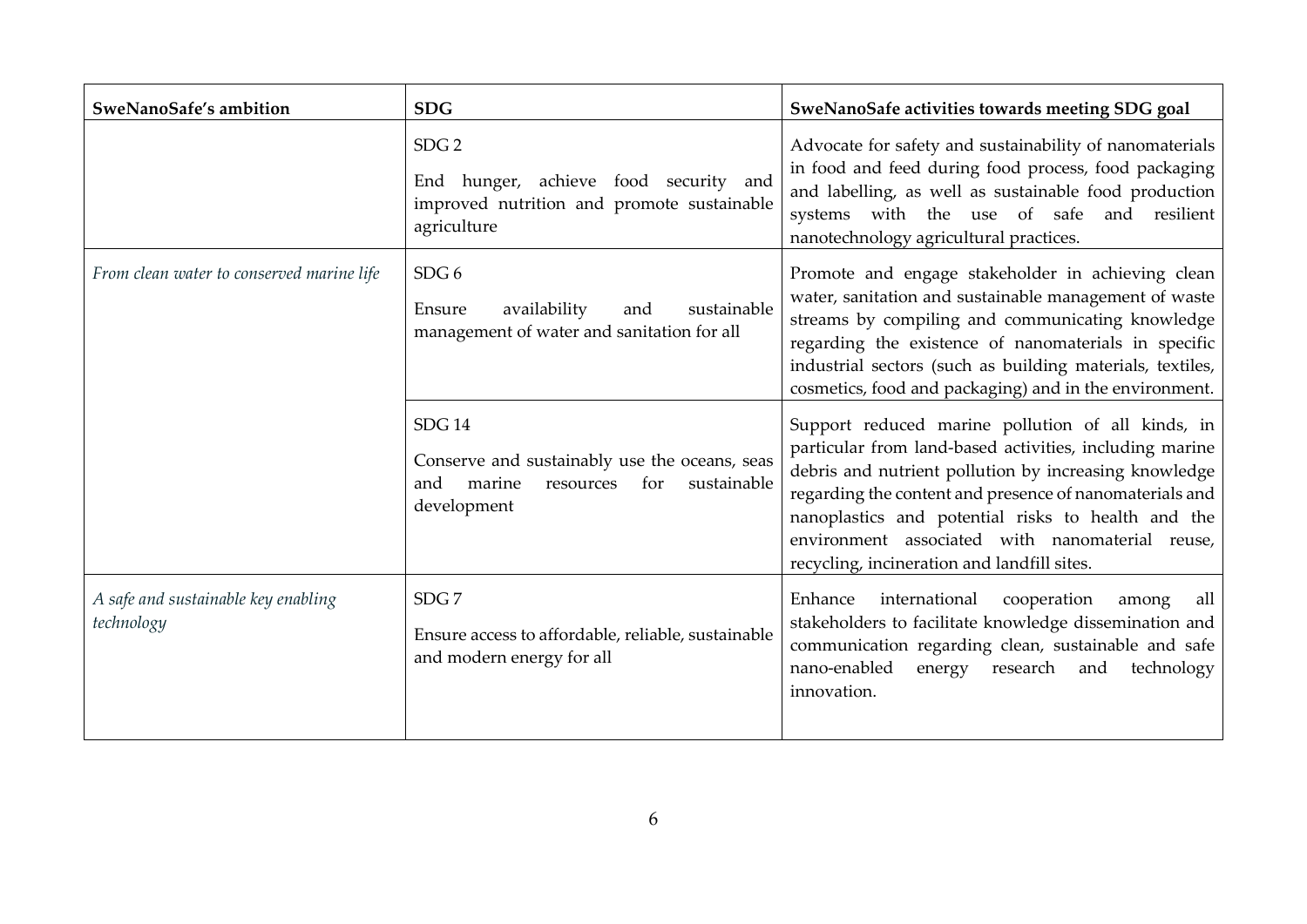| SweNanoSafe's ambition | SDG | SweNanoSafe activities towards meeting SDG goal |
|---|---|---|
| | SDG 2<br><br>End hunger, achieve food security and improved nutrition and promote sustainable agriculture | Advocate for safety and sustainability of nanomaterials in food and feed during food process, food packaging and labelling, as well as sustainable food production systems with the use of safe and resilient nanotechnology agricultural practices. |
| *From clean water to conserved marine life* | SDG 6<br><br>Ensure availability and sustainable management of water and sanitation for all | Promote and engage stakeholder in achieving clean water, sanitation and sustainable management of waste streams by compiling and communicating knowledge regarding the existence of nanomaterials in specific industrial sectors (such as building materials, textiles, cosmetics, food and packaging) and in the environment. |
| | SDG 14<br><br>Conserve and sustainably use the oceans, seas and marine resources for sustainable development | Support reduced marine pollution of all kinds, in particular from land-based activities, including marine debris and nutrient pollution by increasing knowledge regarding the content and presence of nanomaterials and nanoplastics and potential risks to health and the environment associated with nanomaterial reuse, recycling, incineration and landfill sites. |
| *A safe and sustainable key enabling technology* | SDG 7<br><br>Ensure access to affordable, reliable, sustainable and modern energy for all | Enhance international cooperation among all stakeholders to facilitate knowledge dissemination and communication regarding clean, sustainable and safe nano-enabled energy research and technology innovation. |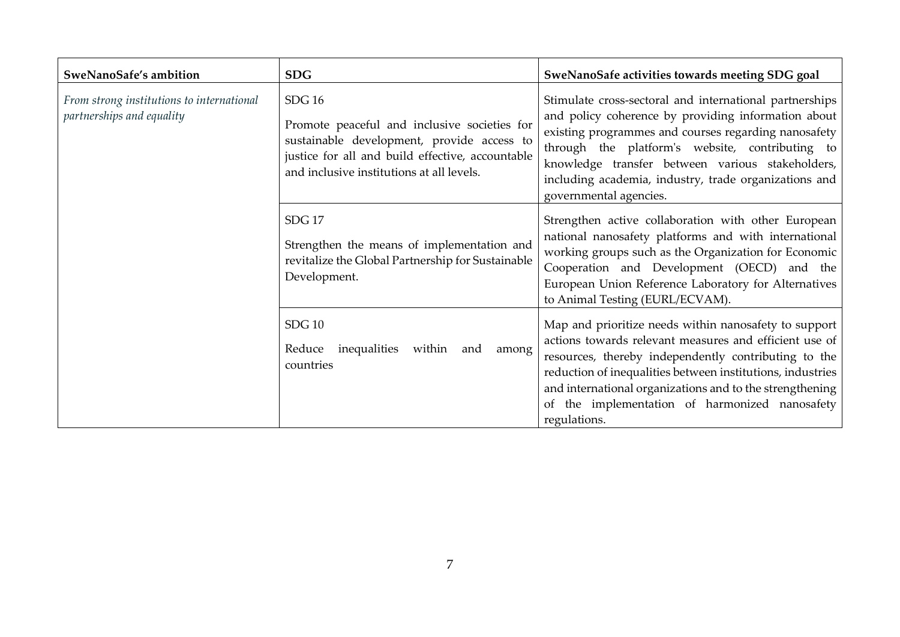| SweNanoSafe's ambition | SDG | SweNanoSafe activities towards meeting SDG goal |
|---|---|---|
| *From strong institutions to international partnerships and equality* | SDG 16<br><br>Promote peaceful and inclusive societies for sustainable development, provide access to justice for all and build effective, accountable and inclusive institutions at all levels. | Stimulate cross-sectoral and international partnerships and policy coherence by providing information about existing programmes and courses regarding nanosafety through the platform's website, contributing to knowledge transfer between various stakeholders, including academia, industry, trade organizations and governmental agencies. |
| | SDG 17<br><br>Strengthen the means of implementation and revitalize the Global Partnership for Sustainable Development. | Strengthen active collaboration with other European national nanosafety platforms and with international working groups such as the Organization for Economic Cooperation and Development (OECD) and the European Union Reference Laboratory for Alternatives to Animal Testing (EURL/ECVAM). |
| | SDG 10<br><br>Reduce inequalities within and among countries | Map and prioritize needs within nanosafety to support actions towards relevant measures and efficient use of resources, thereby independently contributing to the reduction of inequalities between institutions, industries and international organizations and to the strengthening of the implementation of harmonized nanosafety regulations. |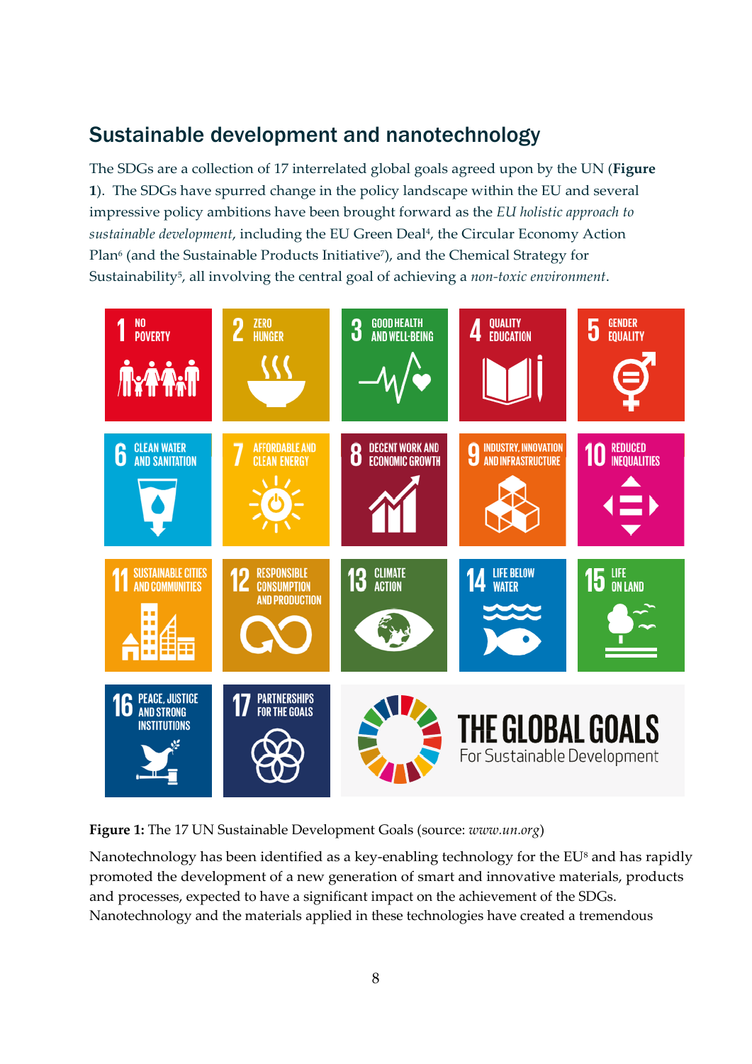## Sustainable development and nanotechnology

The SDGs are a collection of 17 interrelated global goals agreed upon by the UN (**Figure 1**). The SDGs have spurred change in the policy landscape within the EU and several impressive policy ambitions have been brought forward as the *EU holistic approach to sustainable development*, including the EU Green Deal[4], the Circular Economy Action Plan[6] (and the Sustainable Products Initiative[7]), and the Chemical Strategy for Sustainability[5], all involving the central goal of achieving a *non-toxic environment*.

**Figure 1:** The 17 UN Sustainable Development Goals (source: *www.un.org*)

Nanotechnology has been identified as a key-enabling technology for the EU[8] and has rapidly promoted the development of a new generation of smart and innovative materials, products and processes, expected to have a significant impact on the achievement of the SDGs. Nanotechnology and the materials applied in these technologies have created a tremendous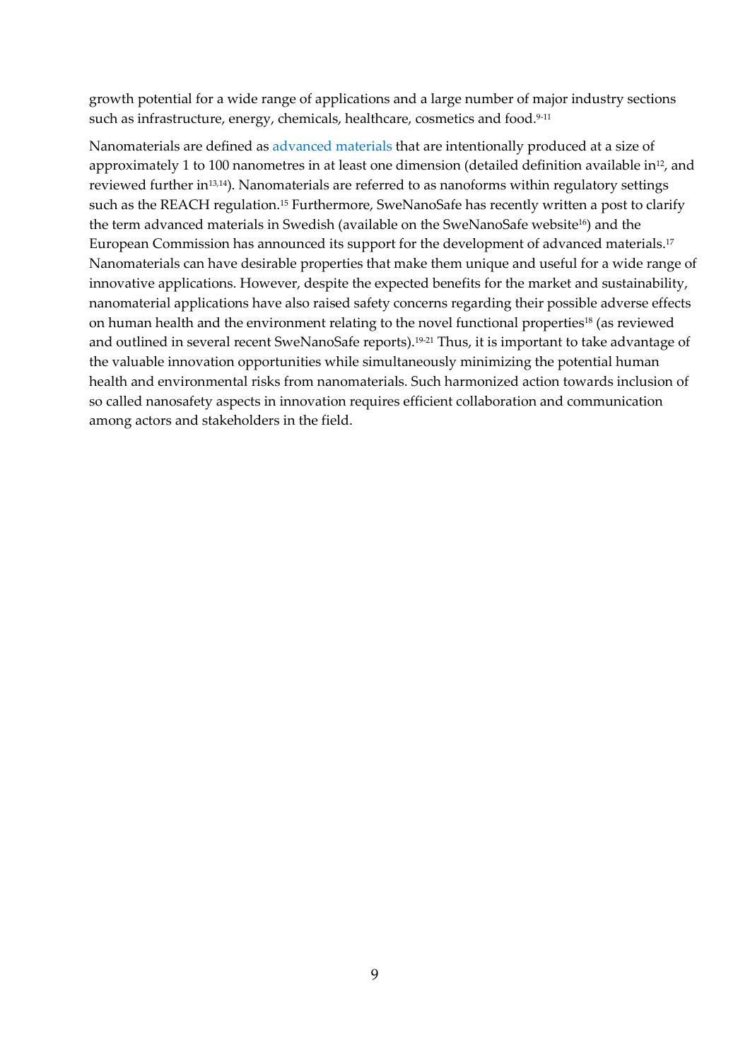growth potential for a wide range of applications and a large number of major industry sections such as infrastructure, energy, chemicals, healthcare, cosmetics and food.[9-11]

Nanomaterials are defined as advanced materials that are intentionally produced at a size of approximately 1 to 100 nanometres in at least one dimension (detailed definition available in[12], and reviewed further in[13,14]). Nanomaterials are referred to as nanoforms within regulatory settings such as the REACH regulation.[15] Furthermore, SweNanoSafe has recently written a post to clarify the term advanced materials in Swedish (available on the SweNanoSafe website[16]) and the European Commission has announced its support for the development of advanced materials.[17] Nanomaterials can have desirable properties that make them unique and useful for a wide range of innovative applications. However, despite the expected benefits for the market and sustainability, nanomaterial applications have also raised safety concerns regarding their possible adverse effects on human health and the environment relating to the novel functional properties[18] (as reviewed and outlined in several recent SweNanoSafe reports).[19-21] Thus, it is important to take advantage of the valuable innovation opportunities while simultaneously minimizing the potential human health and environmental risks from nanomaterials. Such harmonized action towards inclusion of so called nanosafety aspects in innovation requires efficient collaboration and communication among actors and stakeholders in the field.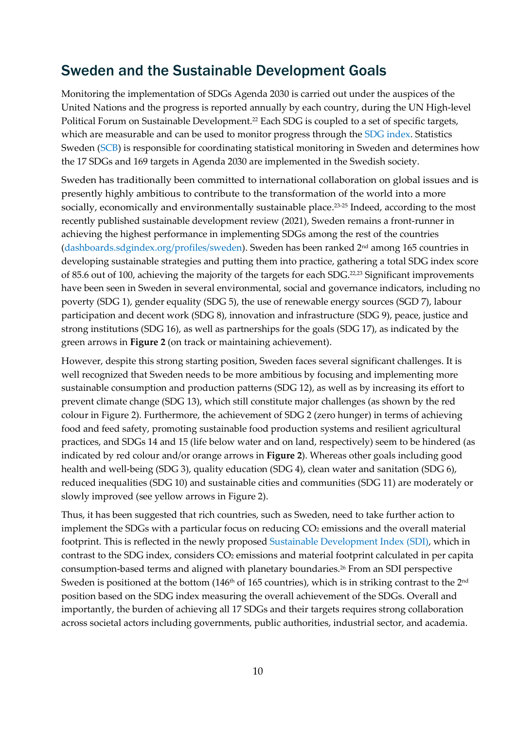## Sweden and the Sustainable Development Goals

Monitoring the implementation of SDGs Agenda 2030 is carried out under the auspices of the United Nations and the progress is reported annually by each country, during the UN High-level Political Forum on Sustainable Development.[22] Each SDG is coupled to a set of specific targets, which are measurable and can be used to monitor progress through the SDG index. Statistics Sweden (SCB) is responsible for coordinating statistical monitoring in Sweden and determines how the 17 SDGs and 169 targets in Agenda 2030 are implemented in the Swedish society.

Sweden has traditionally been committed to international collaboration on global issues and is presently highly ambitious to contribute to the transformation of the world into a more socially, economically and environmentally sustainable place.[23-25] Indeed, according to the most recently published sustainable development review (2021), Sweden remains a front-runner in achieving the highest performance in implementing SDGs among the rest of the countries (dashboards.sdgindex.org/profiles/sweden). Sweden has been ranked 2nd among 165 countries in developing sustainable strategies and putting them into practice, gathering a total SDG index score of 85.6 out of 100, achieving the majority of the targets for each SDG.[22,23] Significant improvements have been seen in Sweden in several environmental, social and governance indicators, including no poverty (SDG 1), gender equality (SDG 5), the use of renewable energy sources (SGD 7), labour participation and decent work (SDG 8), innovation and infrastructure (SDG 9), peace, justice and strong institutions (SDG 16), as well as partnerships for the goals (SDG 17), as indicated by the green arrows in **Figure 2** (on track or maintaining achievement).

However, despite this strong starting position, Sweden faces several significant challenges. It is well recognized that Sweden needs to be more ambitious by focusing and implementing more sustainable consumption and production patterns (SDG 12), as well as by increasing its effort to prevent climate change (SDG 13), which still constitute major challenges (as shown by the red colour in Figure 2). Furthermore, the achievement of SDG 2 (zero hunger) in terms of achieving food and feed safety, promoting sustainable food production systems and resilient agricultural practices, and SDGs 14 and 15 (life below water and on land, respectively) seem to be hindered (as indicated by red colour and/or orange arrows in **Figure 2**). Whereas other goals including good health and well-being (SDG 3), quality education (SDG 4), clean water and sanitation (SDG 6), reduced inequalities (SDG 10) and sustainable cities and communities (SDG 11) are moderately or slowly improved (see yellow arrows in Figure 2).

Thus, it has been suggested that rich countries, such as Sweden, need to take further action to implement the SDGs with a particular focus on reducing $CO_2$ emissions and the overall material footprint. This is reflected in the newly proposed Sustainable Development Index (SDI), which in contrast to the SDG index, considers $CO_2$ emissions and material footprint calculated in per capita consumption-based terms and aligned with planetary boundaries.[26] From an SDI perspective Sweden is positioned at the bottom (146th of 165 countries), which is in striking contrast to the 2nd position based on the SDG index measuring the overall achievement of the SDGs. Overall and importantly, the burden of achieving all 17 SDGs and their targets requires strong collaboration across societal actors including governments, public authorities, industrial sector, and academia.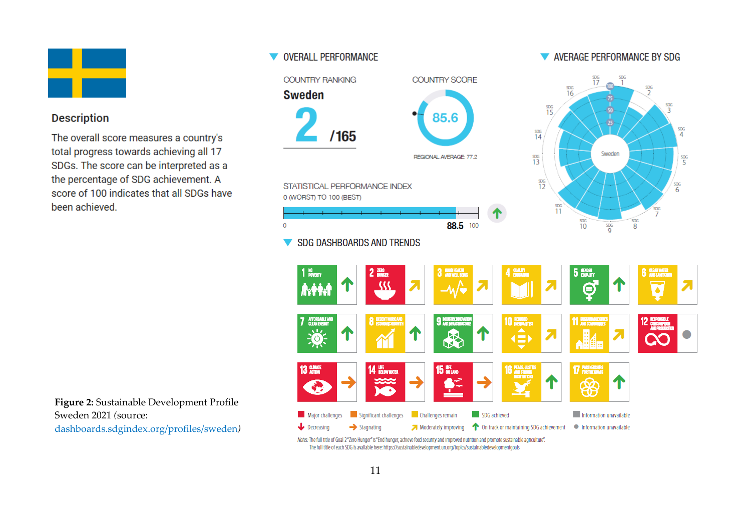## Description

The overall score measures a country's total progress towards achieving all 17 SDGs. The score can be interpreted as a the percentage of SDG achievement. A score of 100 indicates that all SDGs have been achieved.

### OVERALL PERFORMANCE

COUNTRY RANKING

**Sweden**

**2** /165

COUNTRY SCORE

85.6

REGIONAL AVERAGE: 77.2

STATISTICAL PERFORMANCE INDEX

0 (WORST) TO 100 (BEST)

88.5

### AVERAGE PERFORMANCE BY SDG

### SDG DASHBOARDS AND TRENDS

| SDG | Trend |
| --- | --- |
| 1 No Poverty | On track or maintaining SDG achievement |
| 2 Zero Hunger | Moderately improving |
| 3 Good Health and Well-Being | Moderately improving |
| 4 Quality Education | Moderately improving |
| 5 Gender Equality | On track or maintaining SDG achievement |
| 6 Clean Water and Sanitation | Moderately improving |
| 7 Affordable and Clean Energy | On track or maintaining SDG achievement |
| 8 Decent Work and Economic Growth | On track or maintaining SDG achievement |
| 9 Industry, Innovation and Infrastructure | On track or maintaining SDG achievement |
| 10 Reduced Inequalities | Moderately improving |
| 11 Sustainable Cities and Communities | Moderately improving |
| 12 Responsible Consumption and Production | Information unavailable |
| 13 Climate Action | Stagnating |
| 14 Life Below Water | Stagnating |
| 15 Life on Land | Stagnating |
| 16 Peace, Justice and Strong Institutions | On track or maintaining SDG achievement |
| 17 Partnerships for the Goals | On track or maintaining SDG achievement |

Major challenges | Significant challenges | Challenges remain | SDG achieved | Information unavailable

Decreasing | Stagnating | Moderately improving | On track or maintaining SDG achievement | Information unavailable

*Notes:* The full title of Goal 2 "Zero Hunger" is "End hunger, achieve food security and improved nutrition and promote sustainable agriculture". The full title of each SDG is available here: https://sustainabledevelopment.un.org/topics/sustainabledevelopmentgoals

**Figure 2:** Sustainable Development Profile Sweden 2021 (source: dashboards.sdgindex.org/profiles/sweden)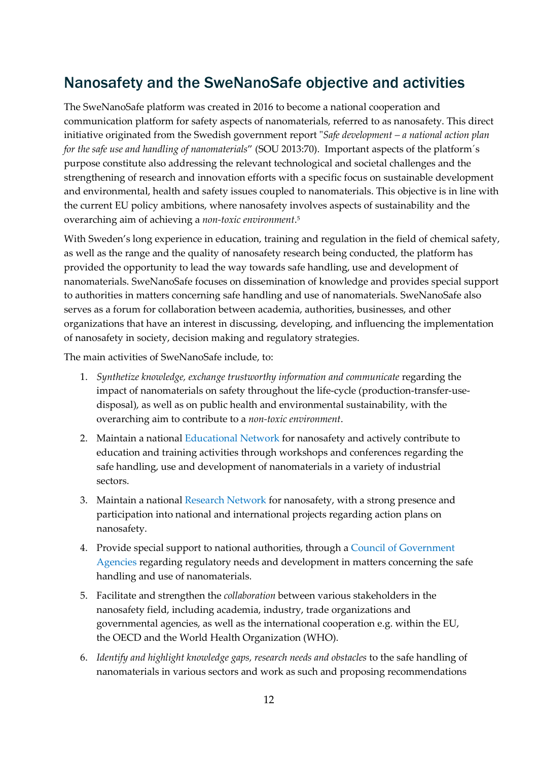## Nanosafety and the SweNanoSafe objective and activities

The SweNanoSafe platform was created in 2016 to become a national cooperation and communication platform for safety aspects of nanomaterials, referred to as nanosafety. This direct initiative originated from the Swedish government report "*Safe development – a national action plan for the safe use and handling of nanomaterials*" (SOU 2013:70). Important aspects of the platform´s purpose constitute also addressing the relevant technological and societal challenges and the strengthening of research and innovation efforts with a specific focus on sustainable development and environmental, health and safety issues coupled to nanomaterials. This objective is in line with the current EU policy ambitions, where nanosafety involves aspects of sustainability and the overarching aim of achieving a *non-toxic environment*.[5]

With Sweden's long experience in education, training and regulation in the field of chemical safety, as well as the range and the quality of nanosafety research being conducted, the platform has provided the opportunity to lead the way towards safe handling, use and development of nanomaterials. SweNanoSafe focuses on dissemination of knowledge and provides special support to authorities in matters concerning safe handling and use of nanomaterials. SweNanoSafe also serves as a forum for collaboration between academia, authorities, businesses, and other organizations that have an interest in discussing, developing, and influencing the implementation of nanosafety in society, decision making and regulatory strategies.

The main activities of SweNanoSafe include, to:

1. *Synthetize knowledge, exchange trustworthy information and communicate* regarding the impact of nanomaterials on safety throughout the life-cycle (production-transfer-use-disposal), as well as on public health and environmental sustainability, with the overarching aim to contribute to a *non-toxic environment*.
2. Maintain a national Educational Network for nanosafety and actively contribute to education and training activities through workshops and conferences regarding the safe handling, use and development of nanomaterials in a variety of industrial sectors.
3. Maintain a national Research Network for nanosafety, with a strong presence and participation into national and international projects regarding action plans on nanosafety.
4. Provide special support to national authorities, through a Council of Government Agencies regarding regulatory needs and development in matters concerning the safe handling and use of nanomaterials.
5. Facilitate and strengthen the *collaboration* between various stakeholders in the nanosafety field, including academia, industry, trade organizations and governmental agencies, as well as the international cooperation e.g. within the EU, the OECD and the World Health Organization (WHO).
6. *Identify and highlight knowledge gaps, research needs and obstacles* to the safe handling of nanomaterials in various sectors and work as such and proposing recommendations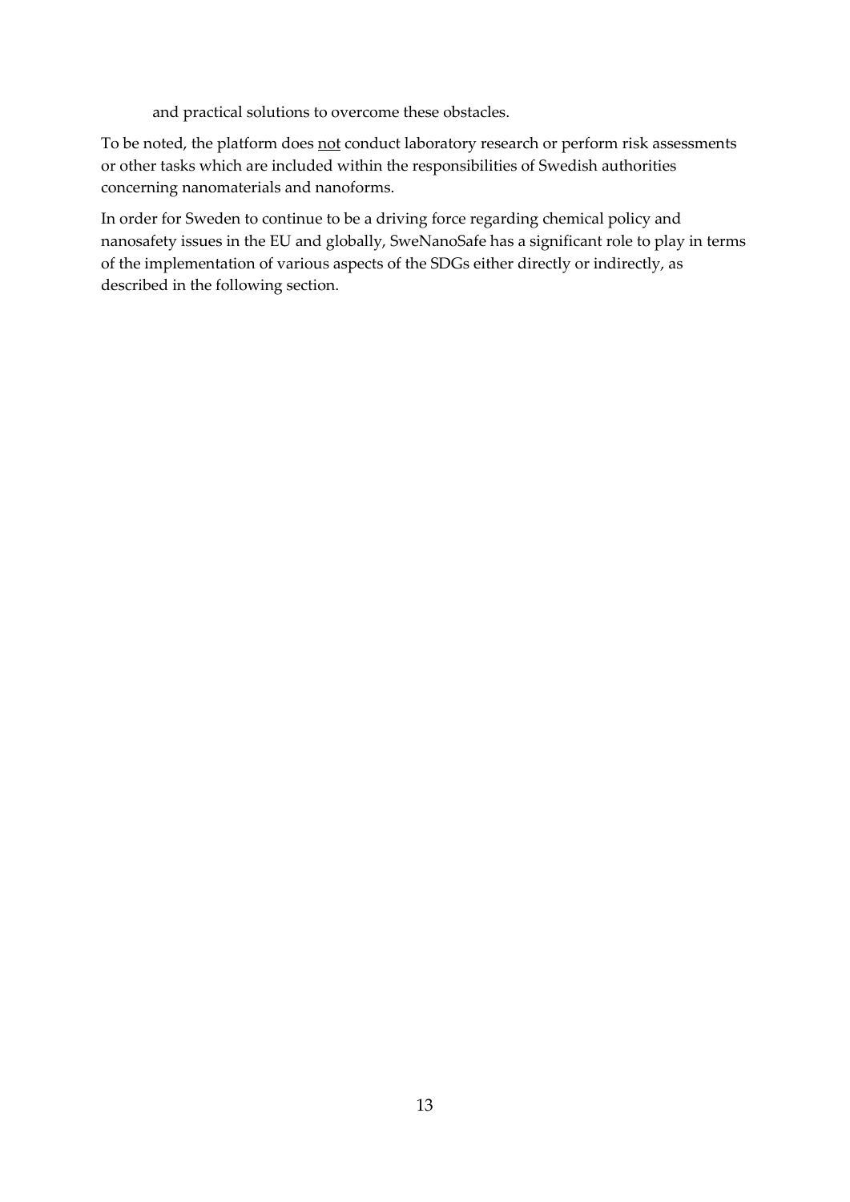and practical solutions to overcome these obstacles.

To be noted, the platform does <u>not</u> conduct laboratory research or perform risk assessments or other tasks which are included within the responsibilities of Swedish authorities concerning nanomaterials and nanoforms.

In order for Sweden to continue to be a driving force regarding chemical policy and nanosafety issues in the EU and globally, SweNanoSafe has a significant role to play in terms of the implementation of various aspects of the SDGs either directly or indirectly, as described in the following section.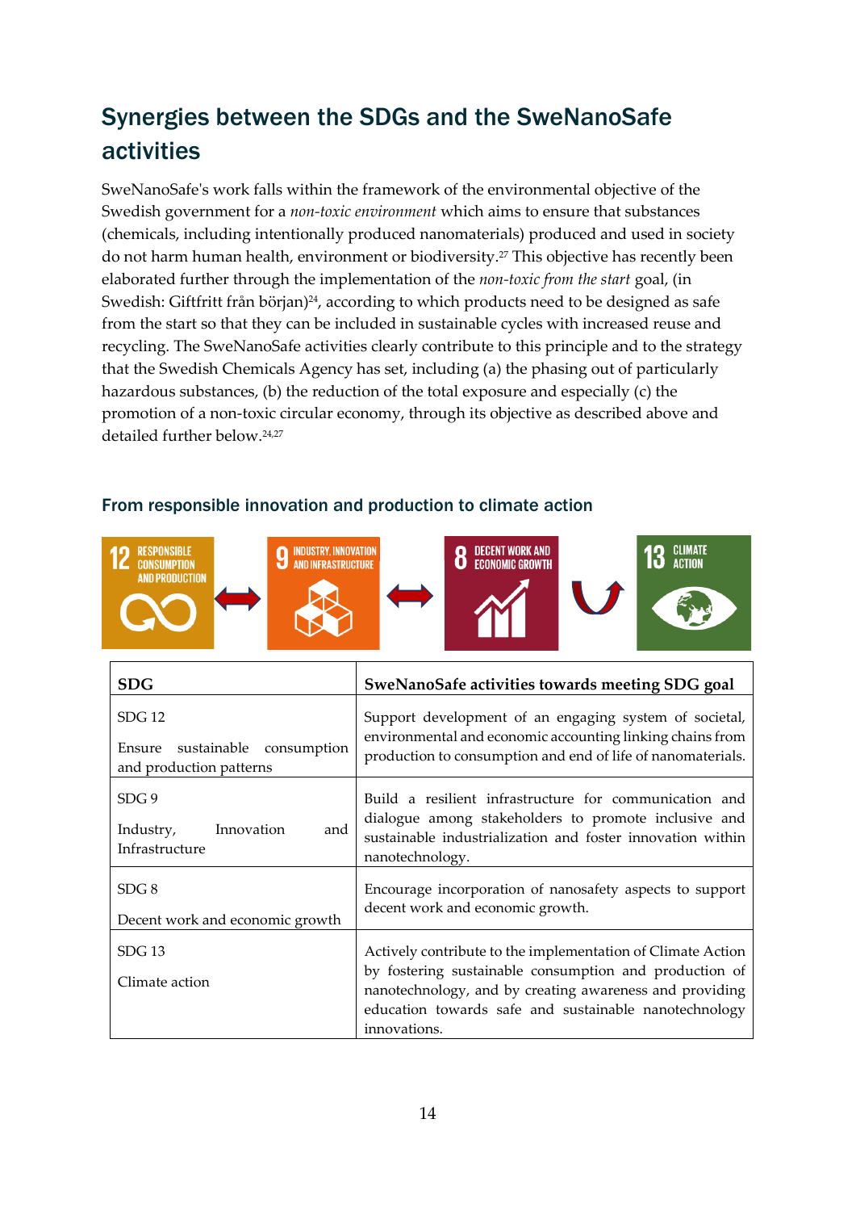## Synergies between the SDGs and the SweNanoSafe activities

SweNanoSafe's work falls within the framework of the environmental objective of the Swedish government for a *non-toxic environment* which aims to ensure that substances (chemicals, including intentionally produced nanomaterials) produced and used in society do not harm human health, environment or biodiversity.[27] This objective has recently been elaborated further through the implementation of the *non-toxic from the start* goal, (in Swedish: Giftfritt från början)[24], according to which products need to be designed as safe from the start so that they can be included in sustainable cycles with increased reuse and recycling. The SweNanoSafe activities clearly contribute to this principle and to the strategy that the Swedish Chemicals Agency has set, including (a) the phasing out of particularly hazardous substances, (b) the reduction of the total exposure and especially (c) the promotion of a non-toxic circular economy, through its objective as described above and detailed further below.[24,27]

### From responsible innovation and production to climate action

12 RESPONSIBLE CONSUMPTION AND PRODUCTION ↔ 9 INDUSTRY, INNOVATION AND INFRASTRUCTURE ↔ 8 DECENT WORK AND ECONOMIC GROWTH → 13 CLIMATE ACTION

| SDG | SweNanoSafe activities towards meeting SDG goal |
|---|---|
| SDG 12<br><br>Ensure sustainable consumption and production patterns | Support development of an engaging system of societal, environmental and economic accounting linking chains from production to consumption and end of life of nanomaterials. |
| SDG 9<br><br>Industry, Innovation and Infrastructure | Build a resilient infrastructure for communication and dialogue among stakeholders to promote inclusive and sustainable industrialization and foster innovation within nanotechnology. |
| SDG 8<br><br>Decent work and economic growth | Encourage incorporation of nanosafety aspects to support decent work and economic growth. |
| SDG 13<br><br>Climate action | Actively contribute to the implementation of Climate Action by fostering sustainable consumption and production of nanotechnology, and by creating awareness and providing education towards safe and sustainable nanotechnology innovations. |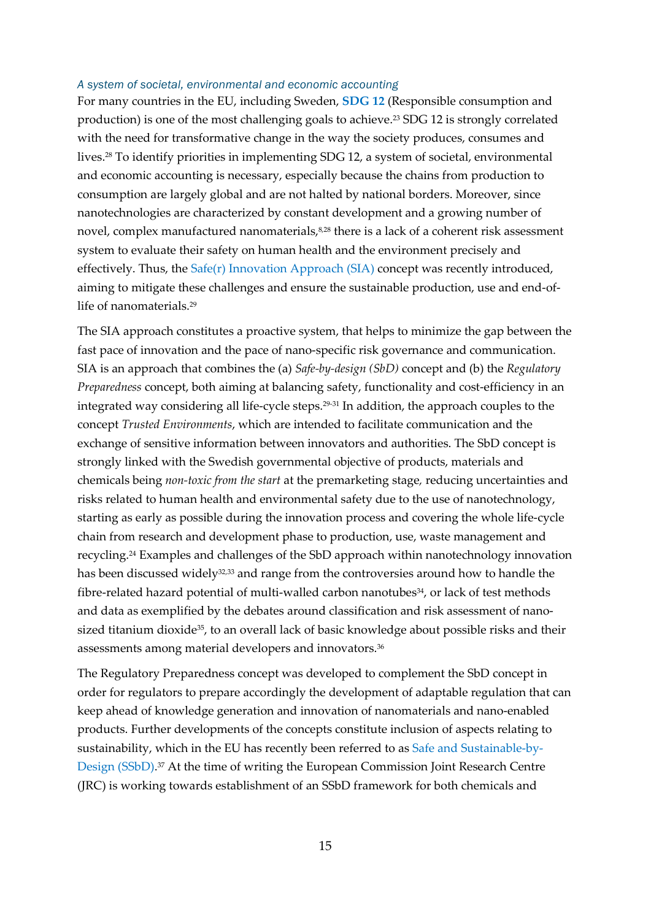*A system of societal, environmental and economic accounting*

For many countries in the EU, including Sweden, **SDG 12** (Responsible consumption and production) is one of the most challenging goals to achieve.[23] SDG 12 is strongly correlated with the need for transformative change in the way the society produces, consumes and lives.[28] To identify priorities in implementing SDG 12, a system of societal, environmental and economic accounting is necessary, especially because the chains from production to consumption are largely global and are not halted by national borders. Moreover, since nanotechnologies are characterized by constant development and a growing number of novel, complex manufactured nanomaterials,[8,28] there is a lack of a coherent risk assessment system to evaluate their safety on human health and the environment precisely and effectively. Thus, the Safe(r) Innovation Approach (SIA) concept was recently introduced, aiming to mitigate these challenges and ensure the sustainable production, use and end-of-life of nanomaterials.[29]

The SIA approach constitutes a proactive system, that helps to minimize the gap between the fast pace of innovation and the pace of nano-specific risk governance and communication. SIA is an approach that combines the (a) *Safe-by-design (SbD)* concept and (b) the *Regulatory Preparedness* concept, both aiming at balancing safety, functionality and cost-efficiency in an integrated way considering all life-cycle steps.[29-31] In addition, the approach couples to the concept *Trusted Environments*, which are intended to facilitate communication and the exchange of sensitive information between innovators and authorities. The SbD concept is strongly linked with the Swedish governmental objective of products, materials and chemicals being *non-toxic from the start* at the premarketing stage, reducing uncertainties and risks related to human health and environmental safety due to the use of nanotechnology, starting as early as possible during the innovation process and covering the whole life-cycle chain from research and development phase to production, use, waste management and recycling.[24] Examples and challenges of the SbD approach within nanotechnology innovation has been discussed widely[32,33] and range from the controversies around how to handle the fibre-related hazard potential of multi-walled carbon nanotubes[34], or lack of test methods and data as exemplified by the debates around classification and risk assessment of nano-sized titanium dioxide[35], to an overall lack of basic knowledge about possible risks and their assessments among material developers and innovators.[36]

The Regulatory Preparedness concept was developed to complement the SbD concept in order for regulators to prepare accordingly the development of adaptable regulation that can keep ahead of knowledge generation and innovation of nanomaterials and nano-enabled products. Further developments of the concepts constitute inclusion of aspects relating to sustainability, which in the EU has recently been referred to as Safe and Sustainable-by-Design (SSbD).[37] At the time of writing the European Commission Joint Research Centre (JRC) is working towards establishment of an SSbD framework for both chemicals and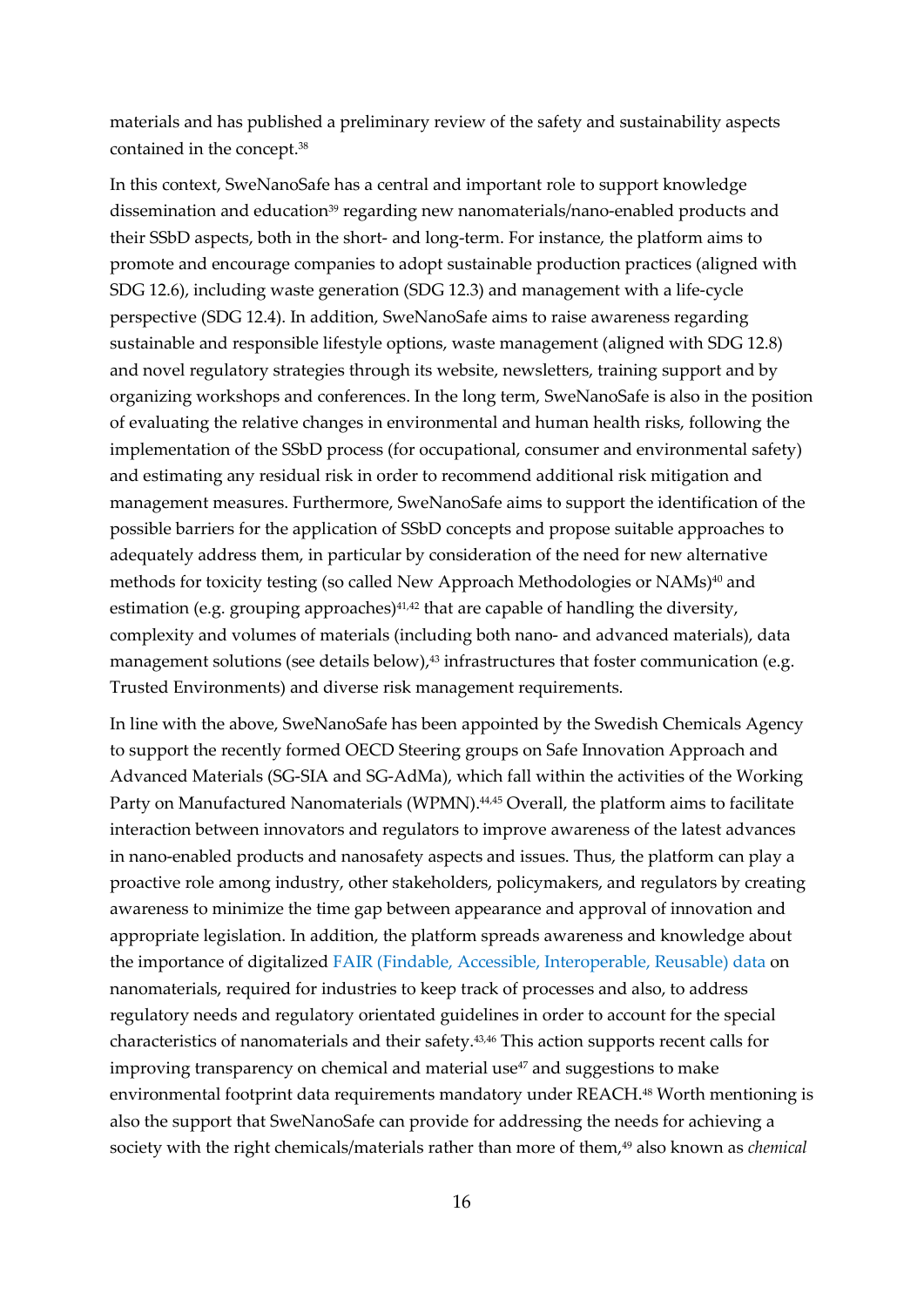materials and has published a preliminary review of the safety and sustainability aspects contained in the concept.[38]

In this context, SweNanoSafe has a central and important role to support knowledge dissemination and education[39] regarding new nanomaterials/nano-enabled products and their SSbD aspects, both in the short- and long-term. For instance, the platform aims to promote and encourage companies to adopt sustainable production practices (aligned with SDG 12.6), including waste generation (SDG 12.3) and management with a life-cycle perspective (SDG 12.4). In addition, SweNanoSafe aims to raise awareness regarding sustainable and responsible lifestyle options, waste management (aligned with SDG 12.8) and novel regulatory strategies through its website, newsletters, training support and by organizing workshops and conferences. In the long term, SweNanoSafe is also in the position of evaluating the relative changes in environmental and human health risks, following the implementation of the SSbD process (for occupational, consumer and environmental safety) and estimating any residual risk in order to recommend additional risk mitigation and management measures. Furthermore, SweNanoSafe aims to support the identification of the possible barriers for the application of SSbD concepts and propose suitable approaches to adequately address them, in particular by consideration of the need for new alternative methods for toxicity testing (so called New Approach Methodologies or NAMs)[40] and estimation (e.g. grouping approaches)[41,42] that are capable of handling the diversity, complexity and volumes of materials (including both nano- and advanced materials), data management solutions (see details below),[43] infrastructures that foster communication (e.g. Trusted Environments) and diverse risk management requirements.

In line with the above, SweNanoSafe has been appointed by the Swedish Chemicals Agency to support the recently formed OECD Steering groups on Safe Innovation Approach and Advanced Materials (SG-SIA and SG-AdMa), which fall within the activities of the Working Party on Manufactured Nanomaterials (WPMN).[44,45] Overall, the platform aims to facilitate interaction between innovators and regulators to improve awareness of the latest advances in nano-enabled products and nanosafety aspects and issues. Thus, the platform can play a proactive role among industry, other stakeholders, policymakers, and regulators by creating awareness to minimize the time gap between appearance and approval of innovation and appropriate legislation. In addition, the platform spreads awareness and knowledge about the importance of digitalized FAIR (Findable, Accessible, Interoperable, Reusable) data on nanomaterials, required for industries to keep track of processes and also, to address regulatory needs and regulatory orientated guidelines in order to account for the special characteristics of nanomaterials and their safety.[43,46] This action supports recent calls for improving transparency on chemical and material use[47] and suggestions to make environmental footprint data requirements mandatory under REACH.[48] Worth mentioning is also the support that SweNanoSafe can provide for addressing the needs for achieving a society with the right chemicals/materials rather than more of them,[49] also known as *chemical*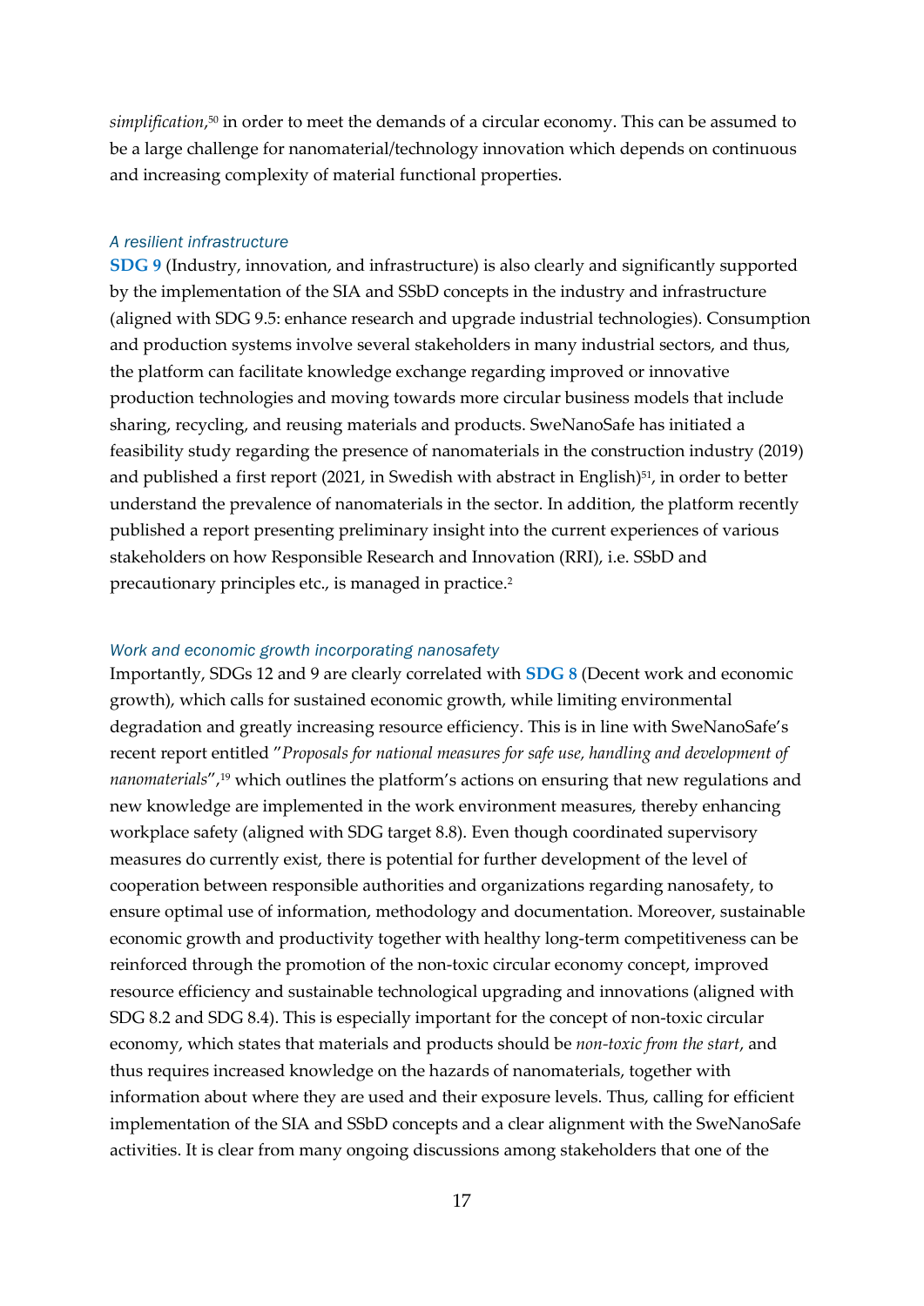*simplification*,[50] in order to meet the demands of a circular economy. This can be assumed to be a large challenge for nanomaterial/technology innovation which depends on continuous and increasing complexity of material functional properties.

### *A resilient infrastructure*

**SDG 9** (Industry, innovation, and infrastructure) is also clearly and significantly supported by the implementation of the SIA and SSbD concepts in the industry and infrastructure (aligned with SDG 9.5: enhance research and upgrade industrial technologies). Consumption and production systems involve several stakeholders in many industrial sectors, and thus, the platform can facilitate knowledge exchange regarding improved or innovative production technologies and moving towards more circular business models that include sharing, recycling, and reusing materials and products. SweNanoSafe has initiated a feasibility study regarding the presence of nanomaterials in the construction industry (2019) and published a first report (2021, in Swedish with abstract in English)[51], in order to better understand the prevalence of nanomaterials in the sector. In addition, the platform recently published a report presenting preliminary insight into the current experiences of various stakeholders on how Responsible Research and Innovation (RRI), i.e. SSbD and precautionary principles etc., is managed in practice.[2]

### *Work and economic growth incorporating nanosafety*

Importantly, SDGs 12 and 9 are clearly correlated with **SDG 8** (Decent work and economic growth), which calls for sustained economic growth, while limiting environmental degradation and greatly increasing resource efficiency. This is in line with SweNanoSafe's recent report entitled "*Proposals for national measures for safe use, handling and development of nanomaterials*",[19] which outlines the platform's actions on ensuring that new regulations and new knowledge are implemented in the work environment measures, thereby enhancing workplace safety (aligned with SDG target 8.8). Even though coordinated supervisory measures do currently exist, there is potential for further development of the level of cooperation between responsible authorities and organizations regarding nanosafety, to ensure optimal use of information, methodology and documentation. Moreover, sustainable economic growth and productivity together with healthy long-term competitiveness can be reinforced through the promotion of the non-toxic circular economy concept, improved resource efficiency and sustainable technological upgrading and innovations (aligned with SDG 8.2 and SDG 8.4). This is especially important for the concept of non-toxic circular economy, which states that materials and products should be *non-toxic from the start*, and thus requires increased knowledge on the hazards of nanomaterials, together with information about where they are used and their exposure levels. Thus, calling for efficient implementation of the SIA and SSbD concepts and a clear alignment with the SweNanoSafe activities. It is clear from many ongoing discussions among stakeholders that one of the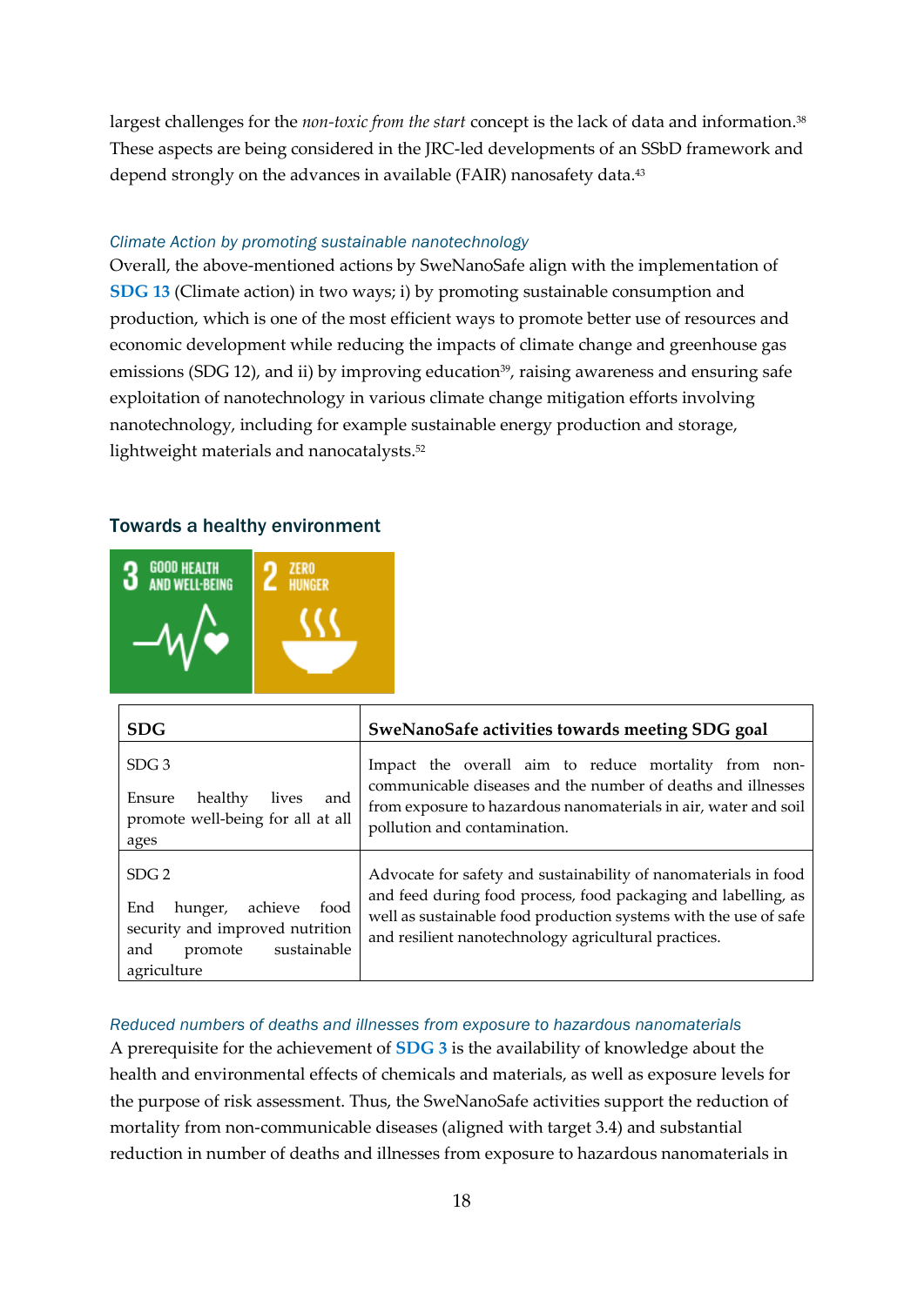largest challenges for the *non-toxic from the start* concept is the lack of data and information.[38] These aspects are being considered in the JRC-led developments of an SSbD framework and depend strongly on the advances in available (FAIR) nanosafety data.[43]

### *Climate Action by promoting sustainable nanotechnology*

Overall, the above-mentioned actions by SweNanoSafe align with the implementation of **SDG 13** (Climate action) in two ways; i) by promoting sustainable consumption and production, which is one of the most efficient ways to promote better use of resources and economic development while reducing the impacts of climate change and greenhouse gas emissions (SDG 12), and ii) by improving education[39], raising awareness and ensuring safe exploitation of nanotechnology in various climate change mitigation efforts involving nanotechnology, including for example sustainable energy production and storage, lightweight materials and nanocatalysts.[52]

## Towards a healthy environment

| SDG | SweNanoSafe activities towards meeting SDG goal |
| --- | --- |
| SDG 3<br><br>Ensure healthy lives and promote well-being for all at all ages | Impact the overall aim to reduce mortality from non-communicable diseases and the number of deaths and illnesses from exposure to hazardous nanomaterials in air, water and soil pollution and contamination. |
| SDG 2<br><br>End hunger, achieve food security and improved nutrition and promote sustainable agriculture | Advocate for safety and sustainability of nanomaterials in food and feed during food process, food packaging and labelling, as well as sustainable food production systems with the use of safe and resilient nanotechnology agricultural practices. |

### *Reduced numbers of deaths and illnesses from exposure to hazardous nanomaterials*

A prerequisite for the achievement of **SDG 3** is the availability of knowledge about the health and environmental effects of chemicals and materials, as well as exposure levels for the purpose of risk assessment. Thus, the SweNanoSafe activities support the reduction of mortality from non-communicable diseases (aligned with target 3.4) and substantial reduction in number of deaths and illnesses from exposure to hazardous nanomaterials in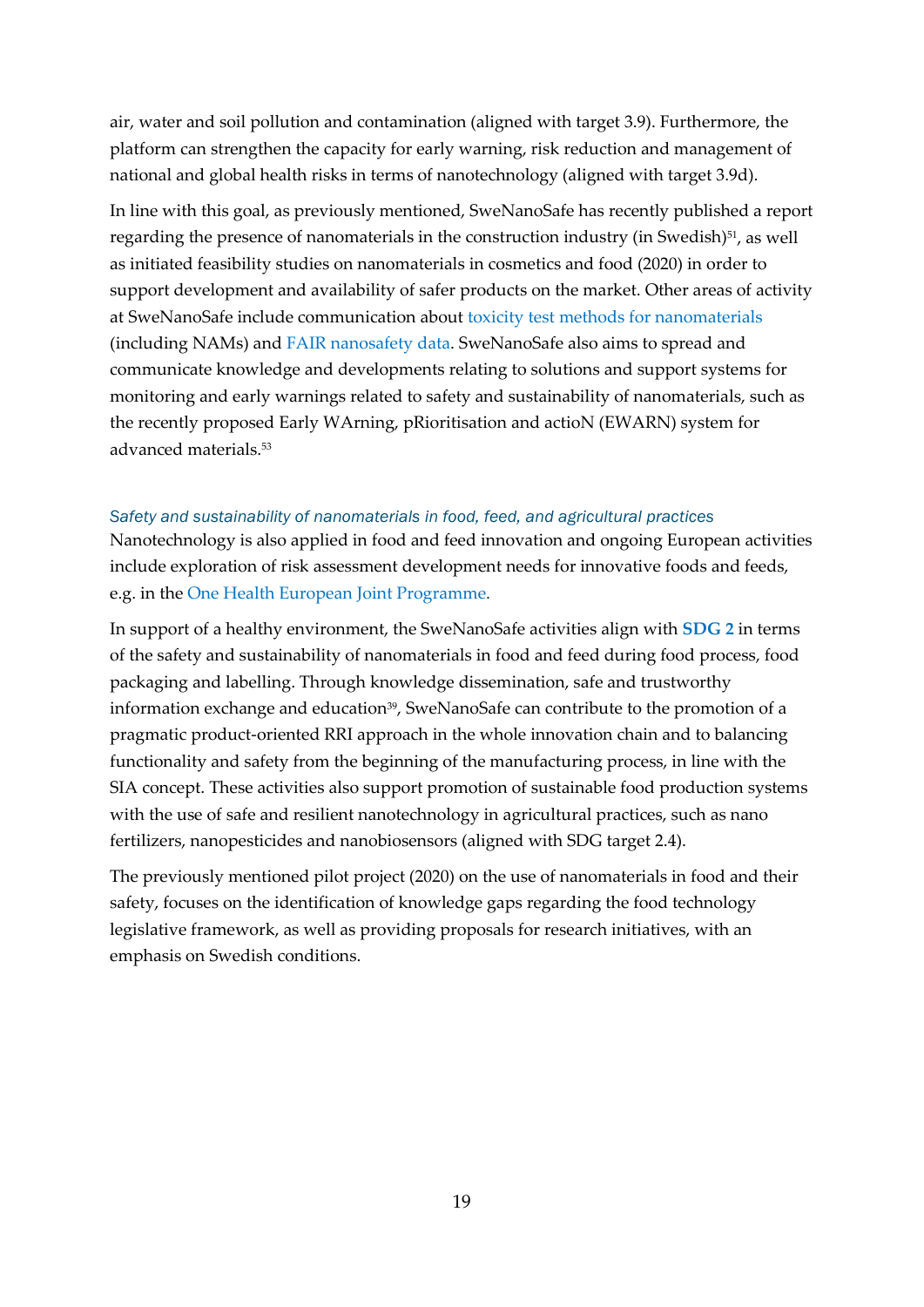air, water and soil pollution and contamination (aligned with target 3.9). Furthermore, the platform can strengthen the capacity for early warning, risk reduction and management of national and global health risks in terms of nanotechnology (aligned with target 3.9d).

In line with this goal, as previously mentioned, SweNanoSafe has recently published a report regarding the presence of nanomaterials in the construction industry (in Swedish)[51], as well as initiated feasibility studies on nanomaterials in cosmetics and food (2020) in order to support development and availability of safer products on the market. Other areas of activity at SweNanoSafe include communication about toxicity test methods for nanomaterials (including NAMs) and FAIR nanosafety data. SweNanoSafe also aims to spread and communicate knowledge and developments relating to solutions and support systems for monitoring and early warnings related to safety and sustainability of nanomaterials, such as the recently proposed Early WArning, pRioritisation and actioN (EWARN) system for advanced materials.[53]

### *Safety and sustainability of nanomaterials in food, feed, and agricultural practices*

Nanotechnology is also applied in food and feed innovation and ongoing European activities include exploration of risk assessment development needs for innovative foods and feeds, e.g. in the One Health European Joint Programme.

In support of a healthy environment, the SweNanoSafe activities align with **SDG 2** in terms of the safety and sustainability of nanomaterials in food and feed during food process, food packaging and labelling. Through knowledge dissemination, safe and trustworthy information exchange and education[39], SweNanoSafe can contribute to the promotion of a pragmatic product-oriented RRI approach in the whole innovation chain and to balancing functionality and safety from the beginning of the manufacturing process, in line with the SIA concept. These activities also support promotion of sustainable food production systems with the use of safe and resilient nanotechnology in agricultural practices, such as nano fertilizers, nanopesticides and nanobiosensors (aligned with SDG target 2.4).

The previously mentioned pilot project (2020) on the use of nanomaterials in food and their safety, focuses on the identification of knowledge gaps regarding the food technology legislative framework, as well as providing proposals for research initiatives, with an emphasis on Swedish conditions.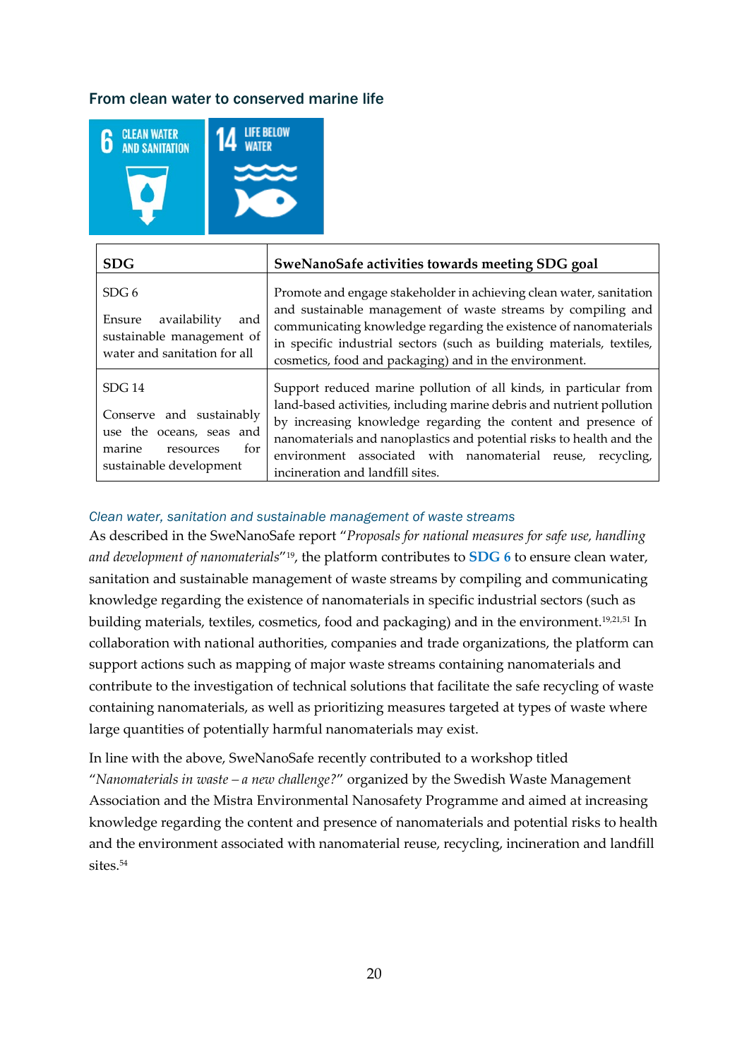## From clean water to conserved marine life

| SDG | SweNanoSafe activities towards meeting SDG goal |
|---|---|
| SDG 6<br><br>Ensure availability and sustainable management of water and sanitation for all | Promote and engage stakeholder in achieving clean water, sanitation and sustainable management of waste streams by compiling and communicating knowledge regarding the existence of nanomaterials in specific industrial sectors (such as building materials, textiles, cosmetics, food and packaging) and in the environment. |
| SDG 14<br><br>Conserve and sustainably use the oceans, seas and marine resources for sustainable development | Support reduced marine pollution of all kinds, in particular from land-based activities, including marine debris and nutrient pollution by increasing knowledge regarding the content and presence of nanomaterials and nanoplastics and potential risks to health and the environment associated with nanomaterial reuse, recycling, incineration and landfill sites. |

*Clean water, sanitation and sustainable management of waste streams*

As described in the SweNanoSafe report "*Proposals for national measures for safe use, handling and development of nanomaterials*"[19], the platform contributes to **SDG 6** to ensure clean water, sanitation and sustainable management of waste streams by compiling and communicating knowledge regarding the existence of nanomaterials in specific industrial sectors (such as building materials, textiles, cosmetics, food and packaging) and in the environment.[19,21,51] In collaboration with national authorities, companies and trade organizations, the platform can support actions such as mapping of major waste streams containing nanomaterials and contribute to the investigation of technical solutions that facilitate the safe recycling of waste containing nanomaterials, as well as prioritizing measures targeted at types of waste where large quantities of potentially harmful nanomaterials may exist.

In line with the above, SweNanoSafe recently contributed to a workshop titled "*Nanomaterials in waste – a new challenge?*" organized by the Swedish Waste Management Association and the Mistra Environmental Nanosafety Programme and aimed at increasing knowledge regarding the content and presence of nanomaterials and potential risks to health and the environment associated with nanomaterial reuse, recycling, incineration and landfill sites.[54]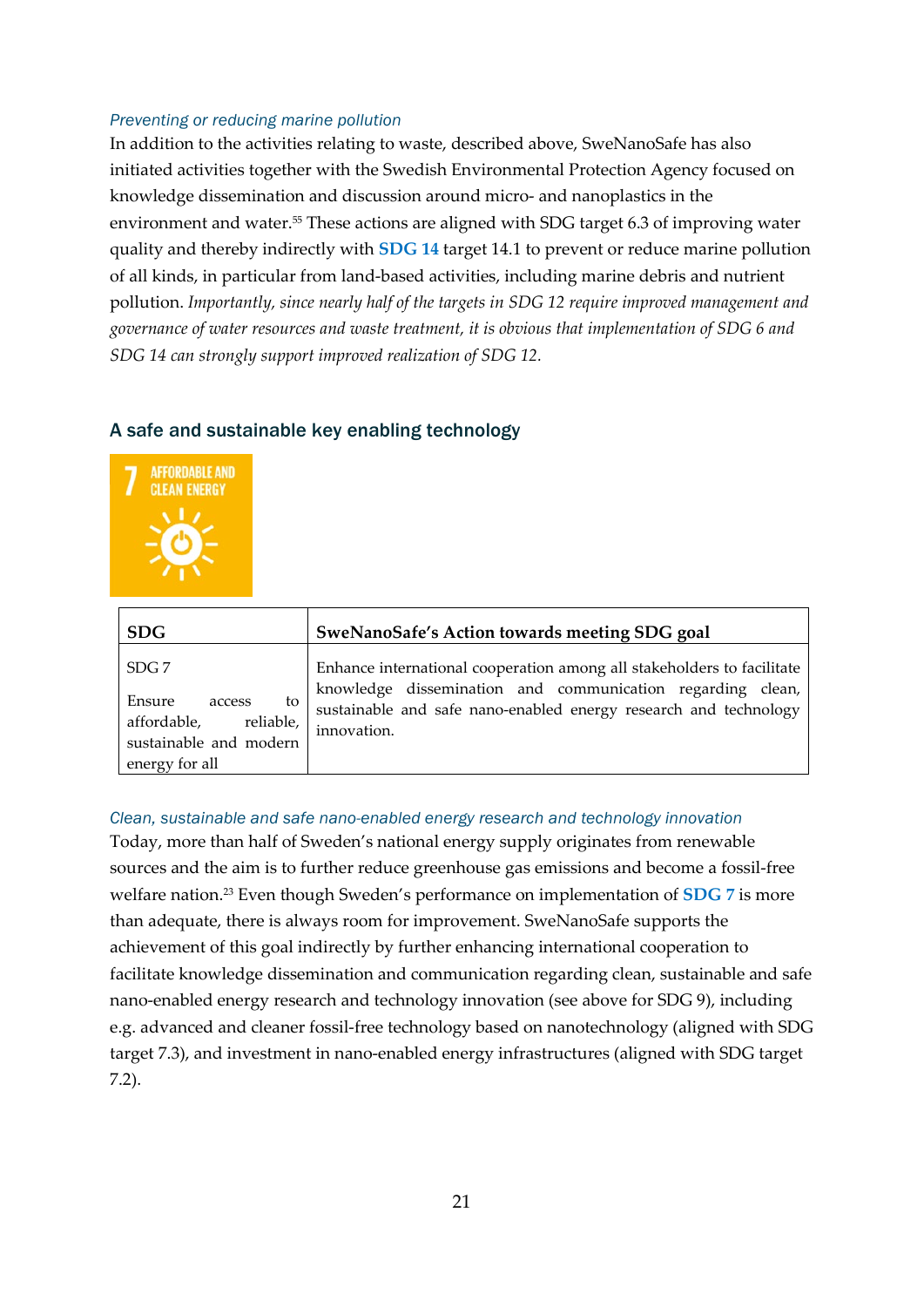*Preventing or reducing marine pollution*

In addition to the activities relating to waste, described above, SweNanoSafe has also initiated activities together with the Swedish Environmental Protection Agency focused on knowledge dissemination and discussion around micro- and nanoplastics in the environment and water.[55] These actions are aligned with SDG target 6.3 of improving water quality and thereby indirectly with **SDG 14** target 14.1 to prevent or reduce marine pollution of all kinds, in particular from land-based activities, including marine debris and nutrient pollution. *Importantly, since nearly half of the targets in SDG 12 require improved management and governance of water resources and waste treatment, it is obvious that implementation of SDG 6 and SDG 14 can strongly support improved realization of SDG 12.*

## A safe and sustainable key enabling technology

7 AFFORDABLE AND CLEAN ENERGY

| SDG | SweNanoSafe's Action towards meeting SDG goal |
|---|---|
| SDG 7<br><br>Ensure access to affordable, reliable, sustainable and modern energy for all | Enhance international cooperation among all stakeholders to facilitate knowledge dissemination and communication regarding clean, sustainable and safe nano-enabled energy research and technology innovation. |

*Clean, sustainable and safe nano-enabled energy research and technology innovation*

Today, more than half of Sweden's national energy supply originates from renewable sources and the aim is to further reduce greenhouse gas emissions and become a fossil-free welfare nation.[23] Even though Sweden's performance on implementation of **SDG 7** is more than adequate, there is always room for improvement. SweNanoSafe supports the achievement of this goal indirectly by further enhancing international cooperation to facilitate knowledge dissemination and communication regarding clean, sustainable and safe nano-enabled energy research and technology innovation (see above for SDG 9), including e.g. advanced and cleaner fossil-free technology based on nanotechnology (aligned with SDG target 7.3), and investment in nano-enabled energy infrastructures (aligned with SDG target 7.2).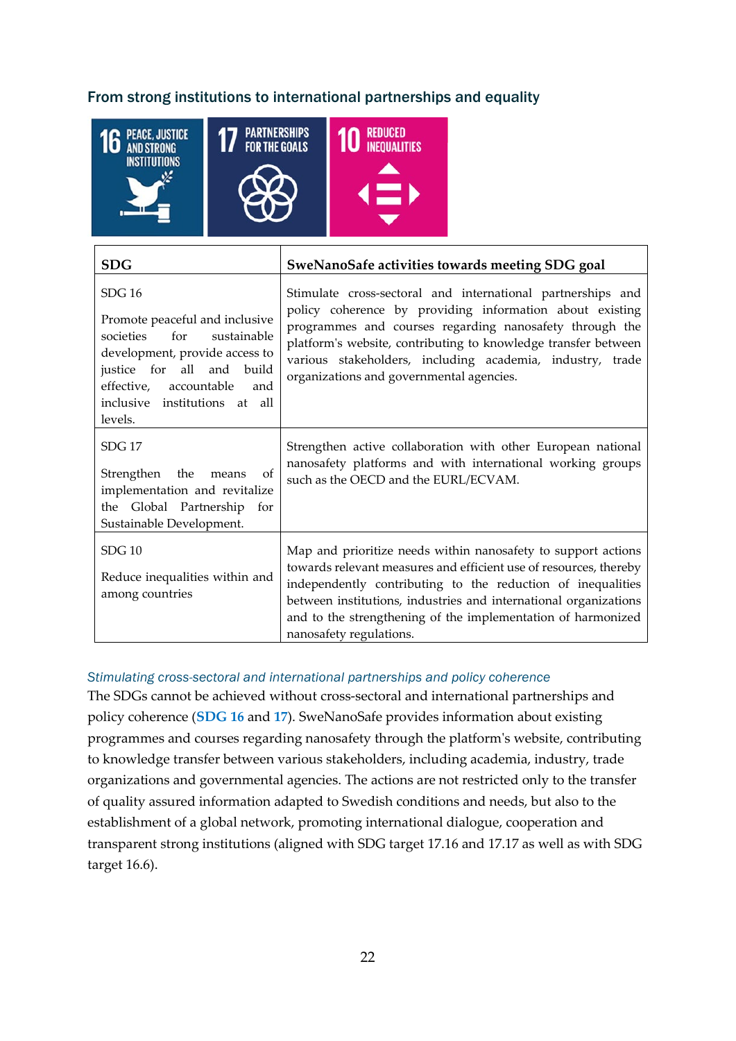## From strong institutions to international partnerships and equality

| SDG | SweNanoSafe activities towards meeting SDG goal |
| --- | --- |
| SDG 16<br><br>Promote peaceful and inclusive societies for sustainable development, provide access to justice for all and build effective, accountable and inclusive institutions at all levels. | Stimulate cross-sectoral and international partnerships and policy coherence by providing information about existing programmes and courses regarding nanosafety through the platform's website, contributing to knowledge transfer between various stakeholders, including academia, industry, trade organizations and governmental agencies. |
| SDG 17<br><br>Strengthen the means of implementation and revitalize the Global Partnership for Sustainable Development. | Strengthen active collaboration with other European national nanosafety platforms and with international working groups such as the OECD and the EURL/ECVAM. |
| SDG 10<br><br>Reduce inequalities within and among countries | Map and prioritize needs within nanosafety to support actions towards relevant measures and efficient use of resources, thereby independently contributing to the reduction of inequalities between institutions, industries and international organizations and to the strengthening of the implementation of harmonized nanosafety regulations. |

### *Stimulating cross-sectoral and international partnerships and policy coherence*

The SDGs cannot be achieved without cross-sectoral and international partnerships and policy coherence (**SDG 16** and **17**). SweNanoSafe provides information about existing programmes and courses regarding nanosafety through the platform's website, contributing to knowledge transfer between various stakeholders, including academia, industry, trade organizations and governmental agencies. The actions are not restricted only to the transfer of quality assured information adapted to Swedish conditions and needs, but also to the establishment of a global network, promoting international dialogue, cooperation and transparent strong institutions (aligned with SDG target 17.16 and 17.17 as well as with SDG target 16.6).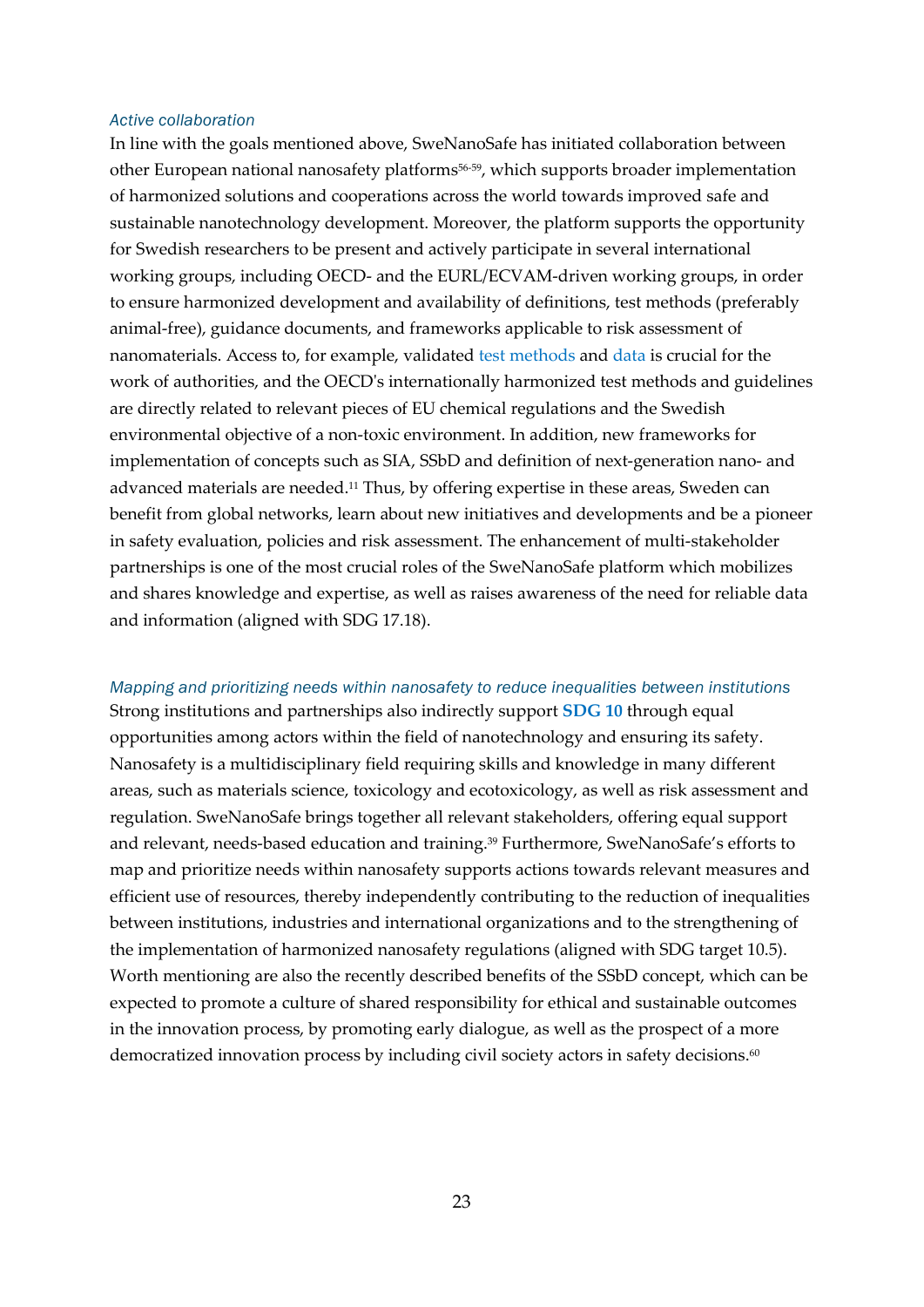*Active collaboration*

In line with the goals mentioned above, SweNanoSafe has initiated collaboration between other European national nanosafety platforms[56-59], which supports broader implementation of harmonized solutions and cooperations across the world towards improved safe and sustainable nanotechnology development. Moreover, the platform supports the opportunity for Swedish researchers to be present and actively participate in several international working groups, including OECD- and the EURL/ECVAM-driven working groups, in order to ensure harmonized development and availability of definitions, test methods (preferably animal-free), guidance documents, and frameworks applicable to risk assessment of nanomaterials. Access to, for example, validated test methods and data is crucial for the work of authorities, and the OECD's internationally harmonized test methods and guidelines are directly related to relevant pieces of EU chemical regulations and the Swedish environmental objective of a non-toxic environment. In addition, new frameworks for implementation of concepts such as SIA, SSbD and definition of next-generation nano- and advanced materials are needed.[11] Thus, by offering expertise in these areas, Sweden can benefit from global networks, learn about new initiatives and developments and be a pioneer in safety evaluation, policies and risk assessment. The enhancement of multi-stakeholder partnerships is one of the most crucial roles of the SweNanoSafe platform which mobilizes and shares knowledge and expertise, as well as raises awareness of the need for reliable data and information (aligned with SDG 17.18).

*Mapping and prioritizing needs within nanosafety to reduce inequalities between institutions*

Strong institutions and partnerships also indirectly support **SDG 10** through equal opportunities among actors within the field of nanotechnology and ensuring its safety. Nanosafety is a multidisciplinary field requiring skills and knowledge in many different areas, such as materials science, toxicology and ecotoxicology, as well as risk assessment and regulation. SweNanoSafe brings together all relevant stakeholders, offering equal support and relevant, needs-based education and training.[39] Furthermore, SweNanoSafe's efforts to map and prioritize needs within nanosafety supports actions towards relevant measures and efficient use of resources, thereby independently contributing to the reduction of inequalities between institutions, industries and international organizations and to the strengthening of the implementation of harmonized nanosafety regulations (aligned with SDG target 10.5). Worth mentioning are also the recently described benefits of the SSbD concept, which can be expected to promote a culture of shared responsibility for ethical and sustainable outcomes in the innovation process, by promoting early dialogue, as well as the prospect of a more democratized innovation process by including civil society actors in safety decisions.[60]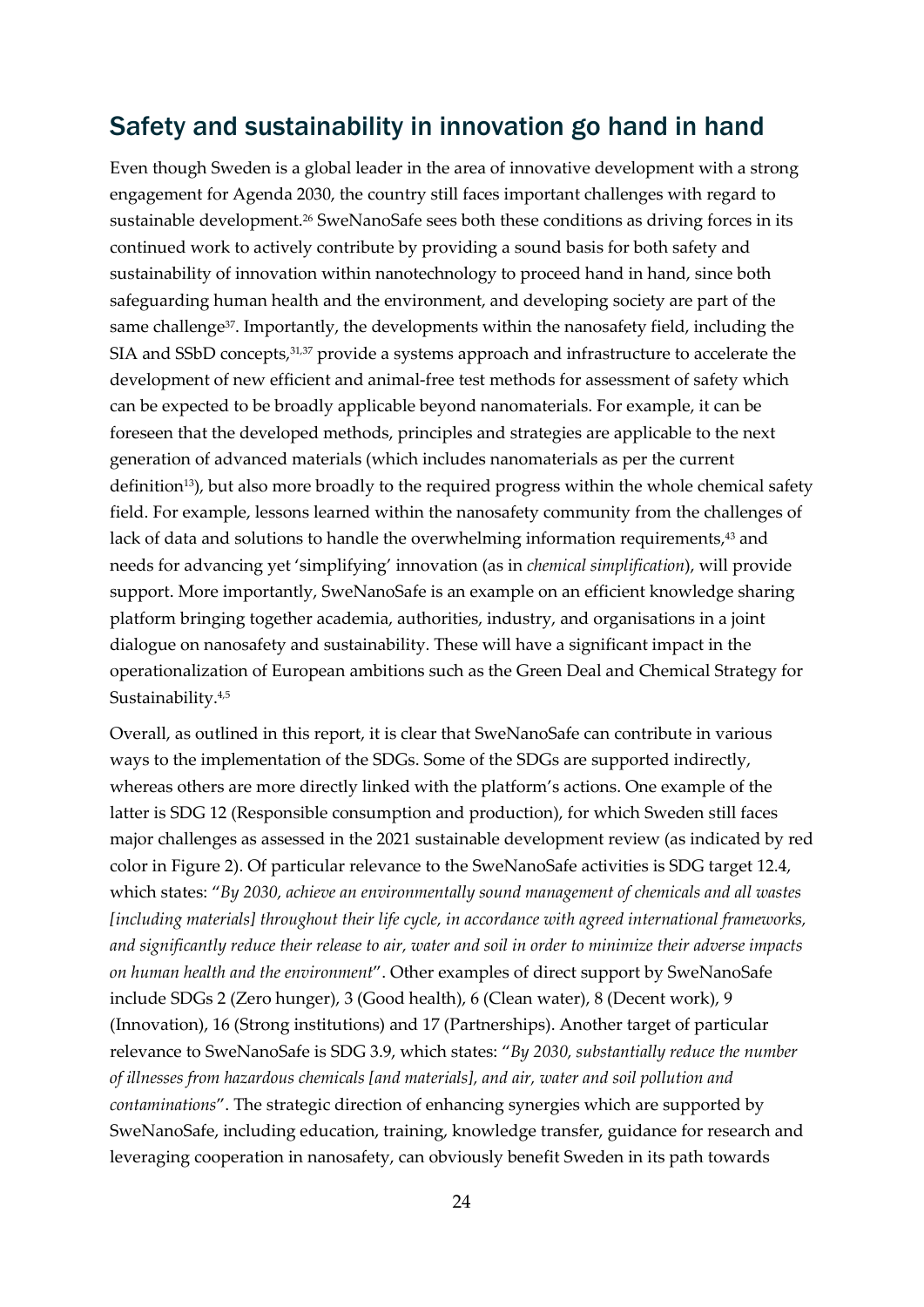## Safety and sustainability in innovation go hand in hand

Even though Sweden is a global leader in the area of innovative development with a strong engagement for Agenda 2030, the country still faces important challenges with regard to sustainable development.[26] SweNanoSafe sees both these conditions as driving forces in its continued work to actively contribute by providing a sound basis for both safety and sustainability of innovation within nanotechnology to proceed hand in hand, since both safeguarding human health and the environment, and developing society are part of the same challenge[37]. Importantly, the developments within the nanosafety field, including the SIA and SSbD concepts,[31,37] provide a systems approach and infrastructure to accelerate the development of new efficient and animal-free test methods for assessment of safety which can be expected to be broadly applicable beyond nanomaterials. For example, it can be foreseen that the developed methods, principles and strategies are applicable to the next generation of advanced materials (which includes nanomaterials as per the current definition[13]), but also more broadly to the required progress within the whole chemical safety field. For example, lessons learned within the nanosafety community from the challenges of lack of data and solutions to handle the overwhelming information requirements,[43] and needs for advancing yet 'simplifying' innovation (as in *chemical simplification*), will provide support. More importantly, SweNanoSafe is an example on an efficient knowledge sharing platform bringing together academia, authorities, industry, and organisations in a joint dialogue on nanosafety and sustainability. These will have a significant impact in the operationalization of European ambitions such as the Green Deal and Chemical Strategy for Sustainability.[4,5]

Overall, as outlined in this report, it is clear that SweNanoSafe can contribute in various ways to the implementation of the SDGs. Some of the SDGs are supported indirectly, whereas others are more directly linked with the platform's actions. One example of the latter is SDG 12 (Responsible consumption and production), for which Sweden still faces major challenges as assessed in the 2021 sustainable development review (as indicated by red color in Figure 2). Of particular relevance to the SweNanoSafe activities is SDG target 12.4, which states: "*By 2030, achieve an environmentally sound management of chemicals and all wastes [including materials] throughout their life cycle, in accordance with agreed international frameworks, and significantly reduce their release to air, water and soil in order to minimize their adverse impacts on human health and the environment*". Other examples of direct support by SweNanoSafe include SDGs 2 (Zero hunger), 3 (Good health), 6 (Clean water), 8 (Decent work), 9 (Innovation), 16 (Strong institutions) and 17 (Partnerships). Another target of particular relevance to SweNanoSafe is SDG 3.9, which states: "*By 2030, substantially reduce the number of illnesses from hazardous chemicals [and materials], and air, water and soil pollution and contaminations*". The strategic direction of enhancing synergies which are supported by SweNanoSafe, including education, training, knowledge transfer, guidance for research and leveraging cooperation in nanosafety, can obviously benefit Sweden in its path towards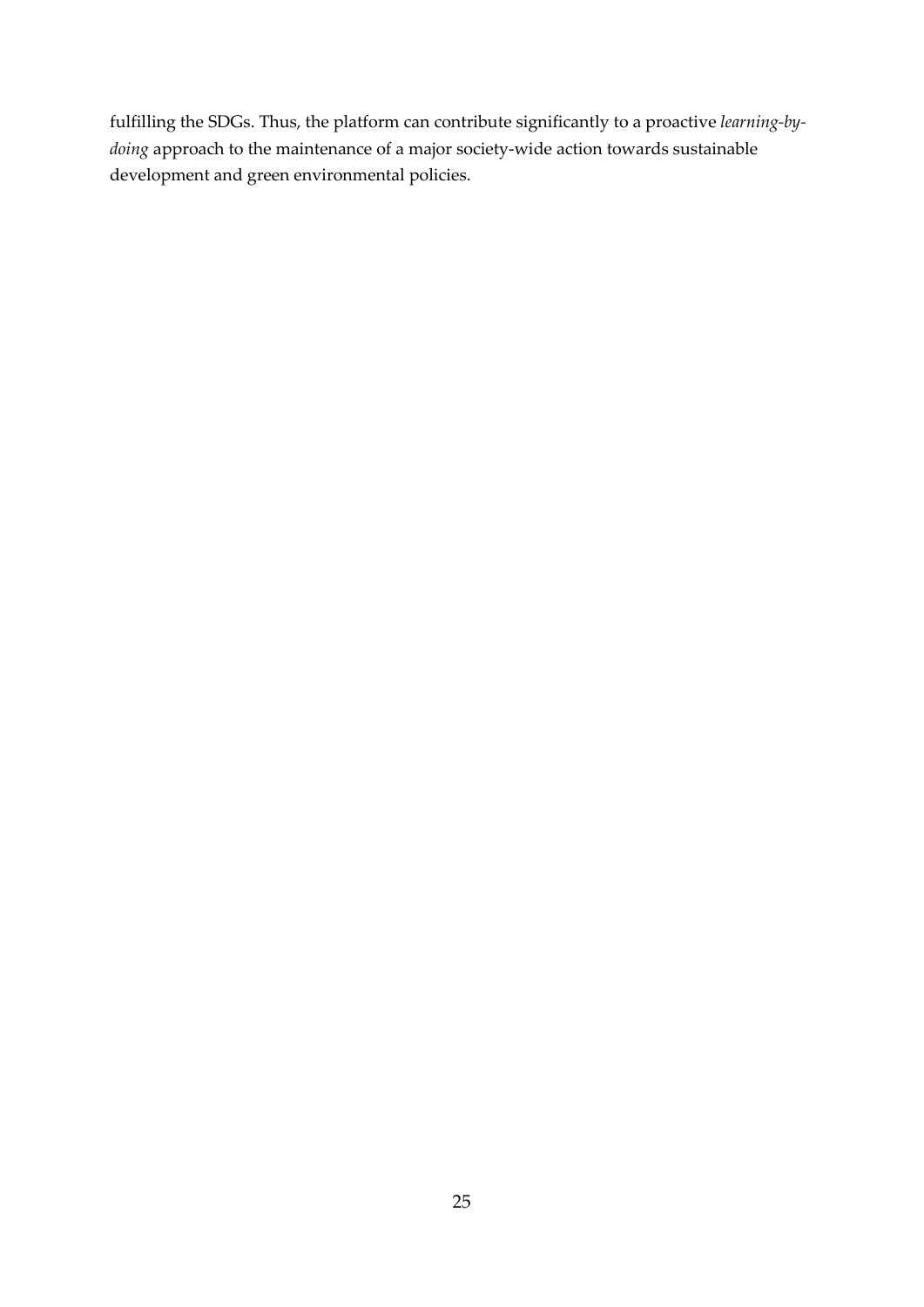fulfilling the SDGs. Thus, the platform can contribute significantly to a proactive *learning-by-doing* approach to the maintenance of a major society-wide action towards sustainable development and green environmental policies.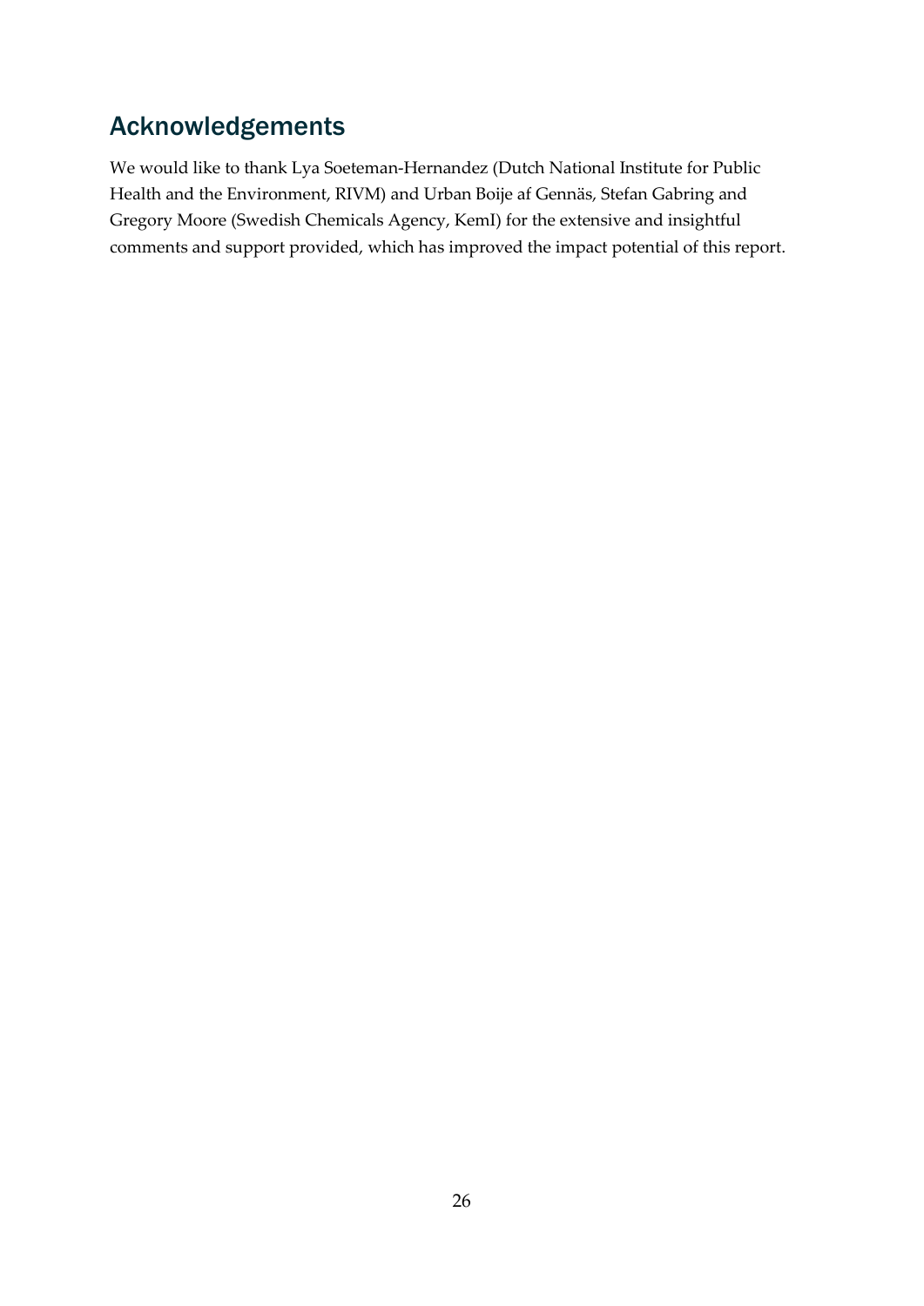## Acknowledgements

We would like to thank Lya Soeteman-Hernandez (Dutch National Institute for Public Health and the Environment, RIVM) and Urban Boije af Gennäs, Stefan Gabring and Gregory Moore (Swedish Chemicals Agency, KemI) for the extensive and insightful comments and support provided, which has improved the impact potential of this report.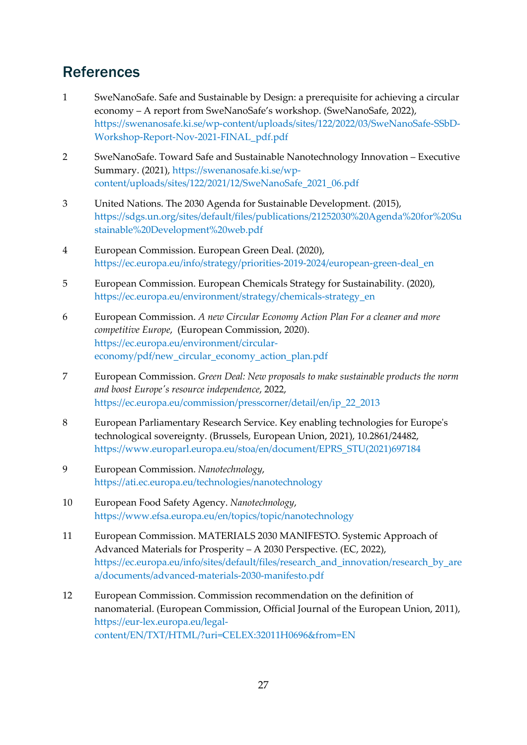## References

1. SweNanoSafe. Safe and Sustainable by Design: a prerequisite for achieving a circular economy – A report from SweNanoSafe's workshop. (SweNanoSafe, 2022), https://swenanosafe.ki.se/wp-content/uploads/sites/122/2022/03/SweNanoSafe-SSbD-Workshop-Report-Nov-2021-FINAL_pdf.pdf

2. SweNanoSafe. Toward Safe and Sustainable Nanotechnology Innovation – Executive Summary. (2021), https://swenanosafe.ki.se/wp-content/uploads/sites/122/2021/12/SweNanoSafe_2021_06.pdf

3. United Nations. The 2030 Agenda for Sustainable Development. (2015), https://sdgs.un.org/sites/default/files/publications/21252030%20Agenda%20for%20Sustainable%20Development%20web.pdf

4. European Commission. European Green Deal. (2020), https://ec.europa.eu/info/strategy/priorities-2019-2024/european-green-deal_en

5. European Commission. European Chemicals Strategy for Sustainability. (2020), https://ec.europa.eu/environment/strategy/chemicals-strategy_en

6. European Commission. *A new Circular Economy Action Plan For a cleaner and more competitive Europe*, (European Commission, 2020). https://ec.europa.eu/environment/circular-economy/pdf/new_circular_economy_action_plan.pdf

7. European Commission. *Green Deal: New proposals to make sustainable products the norm and boost Europe's resource independence*, 2022, https://ec.europa.eu/commission/presscorner/detail/en/ip_22_2013

8. European Parliamentary Research Service. Key enabling technologies for Europe's technological sovereignty. (Brussels, European Union, 2021), 10.2861/24482, https://www.europarl.europa.eu/stoa/en/document/EPRS_STU(2021)697184

9. European Commission. *Nanotechnology*, https://ati.ec.europa.eu/technologies/nanotechnology

10. European Food Safety Agency. *Nanotechnology*, https://www.efsa.europa.eu/en/topics/topic/nanotechnology

11. European Commission. MATERIALS 2030 MANIFESTO. Systemic Approach of Advanced Materials for Prosperity – A 2030 Perspective. (EC, 2022), https://ec.europa.eu/info/sites/default/files/research_and_innovation/research_by_area/documents/advanced-materials-2030-manifesto.pdf

12. European Commission. Commission recommendation on the definition of nanomaterial. (European Commission, Official Journal of the European Union, 2011), https://eur-lex.europa.eu/legal-content/EN/TXT/HTML/?uri=CELEX:32011H0696&from=EN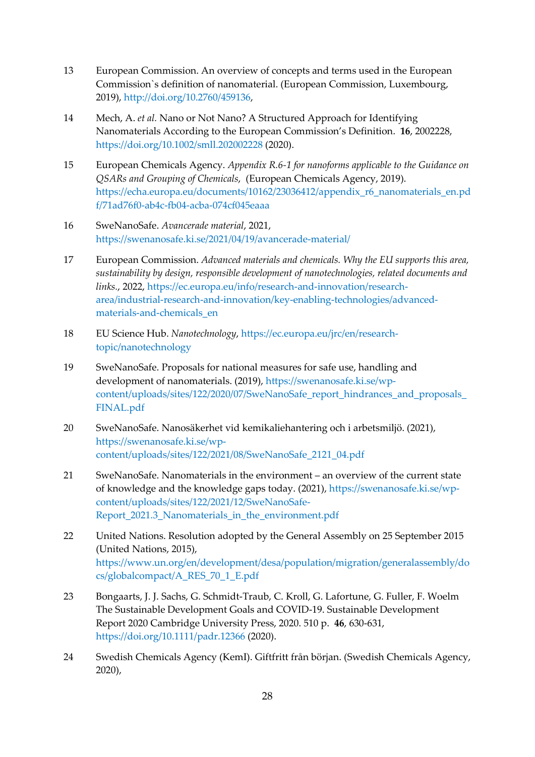13 European Commission. An overview of concepts and terms used in the European Commission`s definition of nanomaterial. (European Commission, Luxembourg, 2019), http://doi.org/10.2760/459136,

14 Mech, A. *et al.* Nano or Not Nano? A Structured Approach for Identifying Nanomaterials According to the European Commission's Definition. **16**, 2002228, https://doi.org/10.1002/smll.202002228 (2020).

15 European Chemicals Agency. *Appendix R.6-1 for nanoforms applicable to the Guidance on QSARs and Grouping of Chemicals*, (European Chemicals Agency, 2019). https://echa.europa.eu/documents/10162/23036412/appendix_r6_nanomaterials_en.pdf/71ad76f0-ab4c-fb04-acba-074cf045eaaa

16 SweNanoSafe. *Avancerade material*, 2021, https://swenanosafe.ki.se/2021/04/19/avancerade-material/

17 European Commission. *Advanced materials and chemicals. Why the EU supports this area, sustainability by design, responsible development of nanotechnologies, related documents and links.*, 2022, https://ec.europa.eu/info/research-and-innovation/research-area/industrial-research-and-innovation/key-enabling-technologies/advanced-materials-and-chemicals_en

18 EU Science Hub. *Nanotechnology*, https://ec.europa.eu/jrc/en/research-topic/nanotechnology

19 SweNanoSafe. Proposals for national measures for safe use, handling and development of nanomaterials. (2019), https://swenanosafe.ki.se/wp-content/uploads/sites/122/2020/07/SweNanoSafe_report_hindrances_and_proposals_FINAL.pdf

20 SweNanoSafe. Nanosäkerhet vid kemikaliehantering och i arbetsmiljö. (2021), https://swenanosafe.ki.se/wp-content/uploads/sites/122/2021/08/SweNanoSafe_2121_04.pdf

21 SweNanoSafe. Nanomaterials in the environment – an overview of the current state of knowledge and the knowledge gaps today. (2021), https://swenanosafe.ki.se/wp-content/uploads/sites/122/2021/12/SweNanoSafe-Report_2021.3_Nanomaterials_in_the_environment.pdf

22 United Nations. Resolution adopted by the General Assembly on 25 September 2015 (United Nations, 2015), https://www.un.org/en/development/desa/population/migration/generalassembly/docs/globalcompact/A_RES_70_1_E.pdf

23 Bongaarts, J. J. Sachs, G. Schmidt-Traub, C. Kroll, G. Lafortune, G. Fuller, F. Woelm The Sustainable Development Goals and COVID-19. Sustainable Development Report 2020 Cambridge University Press, 2020. 510 p. **46**, 630-631, https://doi.org/10.1111/padr.12366 (2020).

24 Swedish Chemicals Agency (KemI). Giftfritt från början. (Swedish Chemicals Agency, 2020),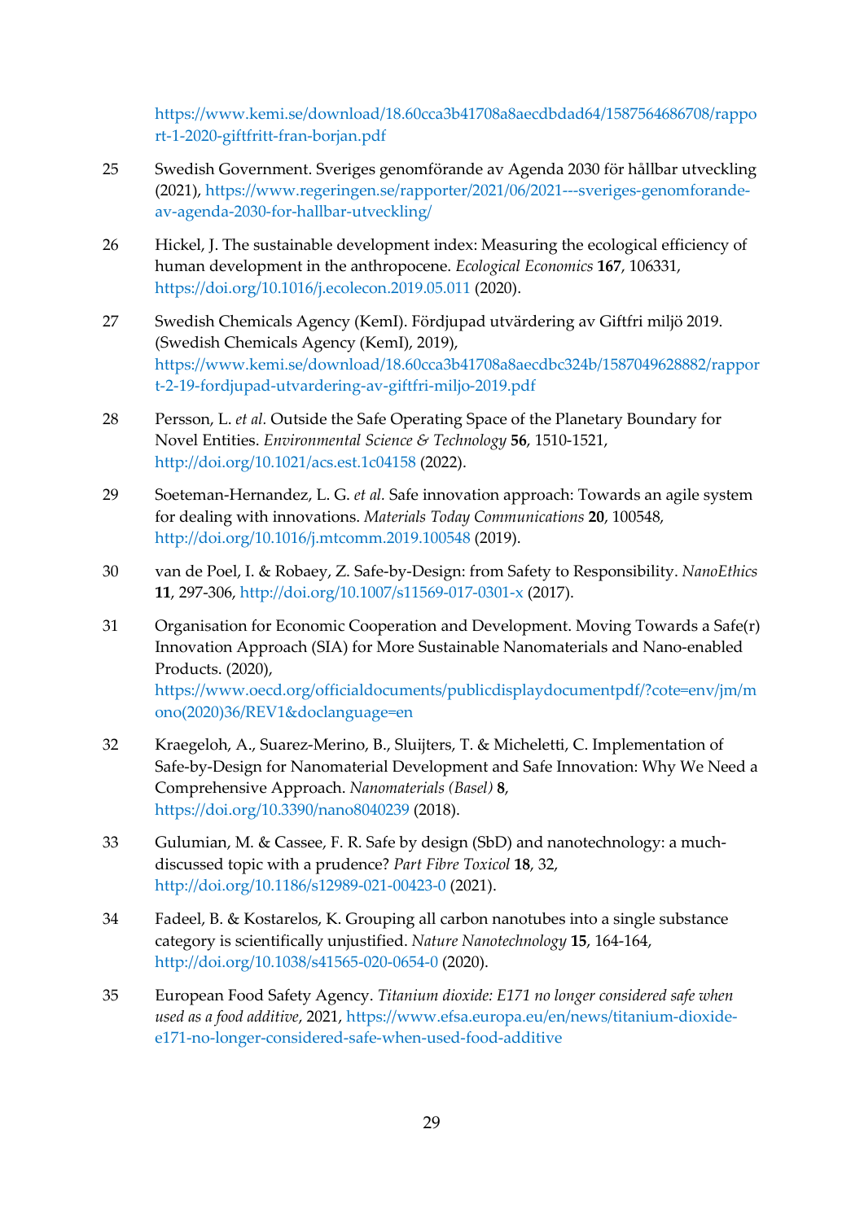https://www.kemi.se/download/18.60cca3b41708a8aecdbdad64/1587564686708/rapport-1-2020-giftfritt-fran-borjan.pdf

25 Swedish Government. Sveriges genomförande av Agenda 2030 för hållbar utveckling (2021), https://www.regeringen.se/rapporter/2021/06/2021---sveriges-genomforande-av-agenda-2030-for-hallbar-utveckling/

26 Hickel, J. The sustainable development index: Measuring the ecological efficiency of human development in the anthropocene. *Ecological Economics* **167**, 106331, https://doi.org/10.1016/j.ecolecon.2019.05.011 (2020).

27 Swedish Chemicals Agency (KemI). Fördjupad utvärdering av Giftfri miljö 2019. (Swedish Chemicals Agency (KemI), 2019), https://www.kemi.se/download/18.60cca3b41708a8aecdbc324b/1587049628882/rapport-2-19-fordjupad-utvardering-av-giftfri-miljo-2019.pdf

28 Persson, L. *et al.* Outside the Safe Operating Space of the Planetary Boundary for Novel Entities. *Environmental Science & Technology* **56**, 1510-1521, http://doi.org/10.1021/acs.est.1c04158 (2022).

29 Soeteman-Hernandez, L. G. *et al.* Safe innovation approach: Towards an agile system for dealing with innovations. *Materials Today Communications* **20**, 100548, http://doi.org/10.1016/j.mtcomm.2019.100548 (2019).

30 van de Poel, I. & Robaey, Z. Safe-by-Design: from Safety to Responsibility. *NanoEthics* **11**, 297-306, http://doi.org/10.1007/s11569-017-0301-x (2017).

31 Organisation for Economic Cooperation and Development. Moving Towards a Safe(r) Innovation Approach (SIA) for More Sustainable Nanomaterials and Nano-enabled Products. (2020), https://www.oecd.org/officialdocuments/publicdisplaydocumentpdf/?cote=env/jm/mono(2020)36/REV1&doclanguage=en

32 Kraegeloh, A., Suarez-Merino, B., Sluijters, T. & Micheletti, C. Implementation of Safe-by-Design for Nanomaterial Development and Safe Innovation: Why We Need a Comprehensive Approach. *Nanomaterials (Basel)* **8**, https://doi.org/10.3390/nano8040239 (2018).

33 Gulumian, M. & Cassee, F. R. Safe by design (SbD) and nanotechnology: a much-discussed topic with a prudence? *Part Fibre Toxicol* **18**, 32, http://doi.org/10.1186/s12989-021-00423-0 (2021).

34 Fadeel, B. & Kostarelos, K. Grouping all carbon nanotubes into a single substance category is scientifically unjustified. *Nature Nanotechnology* **15**, 164-164, http://doi.org/10.1038/s41565-020-0654-0 (2020).

35 European Food Safety Agency. *Titanium dioxide: E171 no longer considered safe when used as a food additive*, 2021, https://www.efsa.europa.eu/en/news/titanium-dioxide-e171-no-longer-considered-safe-when-used-food-additive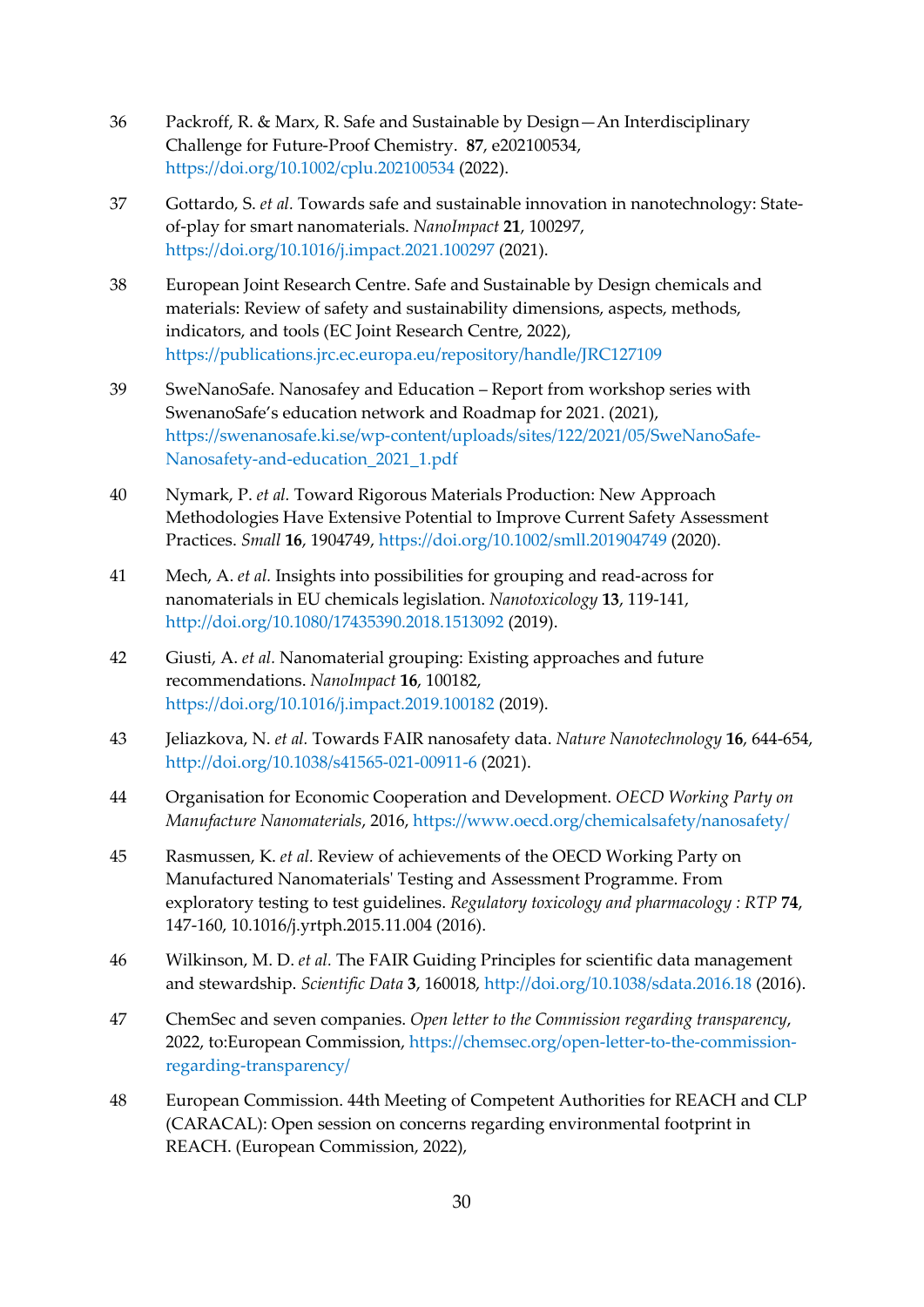36 Packroff, R. & Marx, R. Safe and Sustainable by Design—An Interdisciplinary Challenge for Future-Proof Chemistry. **87**, e202100534, https://doi.org/10.1002/cplu.202100534 (2022).

37 Gottardo, S. *et al.* Towards safe and sustainable innovation in nanotechnology: State-of-play for smart nanomaterials. *NanoImpact* **21**, 100297, https://doi.org/10.1016/j.impact.2021.100297 (2021).

38 European Joint Research Centre. Safe and Sustainable by Design chemicals and materials: Review of safety and sustainability dimensions, aspects, methods, indicators, and tools (EC Joint Research Centre, 2022), https://publications.jrc.ec.europa.eu/repository/handle/JRC127109

39 SweNanoSafe. Nanosafey and Education – Report from workshop series with SwenanoSafe's education network and Roadmap for 2021. (2021), https://swenanosafe.ki.se/wp-content/uploads/sites/122/2021/05/SweNanoSafe-Nanosafety-and-education_2021_1.pdf

40 Nymark, P. *et al.* Toward Rigorous Materials Production: New Approach Methodologies Have Extensive Potential to Improve Current Safety Assessment Practices. *Small* **16**, 1904749, https://doi.org/10.1002/smll.201904749 (2020).

41 Mech, A. *et al.* Insights into possibilities for grouping and read-across for nanomaterials in EU chemicals legislation. *Nanotoxicology* **13**, 119-141, http://doi.org/10.1080/17435390.2018.1513092 (2019).

42 Giusti, A. *et al.* Nanomaterial grouping: Existing approaches and future recommendations. *NanoImpact* **16**, 100182, https://doi.org/10.1016/j.impact.2019.100182 (2019).

43 Jeliazkova, N. *et al.* Towards FAIR nanosafety data. *Nature Nanotechnology* **16**, 644-654, http://doi.org/10.1038/s41565-021-00911-6 (2021).

44 Organisation for Economic Cooperation and Development. *OECD Working Party on Manufacture Nanomaterials*, 2016, https://www.oecd.org/chemicalsafety/nanosafety/

45 Rasmussen, K. *et al.* Review of achievements of the OECD Working Party on Manufactured Nanomaterials' Testing and Assessment Programme. From exploratory testing to test guidelines. *Regulatory toxicology and pharmacology : RTP* **74**, 147-160, 10.1016/j.yrtph.2015.11.004 (2016).

46 Wilkinson, M. D. *et al.* The FAIR Guiding Principles for scientific data management and stewardship. *Scientific Data* **3**, 160018, http://doi.org/10.1038/sdata.2016.18 (2016).

47 ChemSec and seven companies. *Open letter to the Commission regarding transparency*, 2022, to:European Commission, https://chemsec.org/open-letter-to-the-commission-regarding-transparency/

48 European Commission. 44th Meeting of Competent Authorities for REACH and CLP (CARACAL): Open session on concerns regarding environmental footprint in REACH. (European Commission, 2022),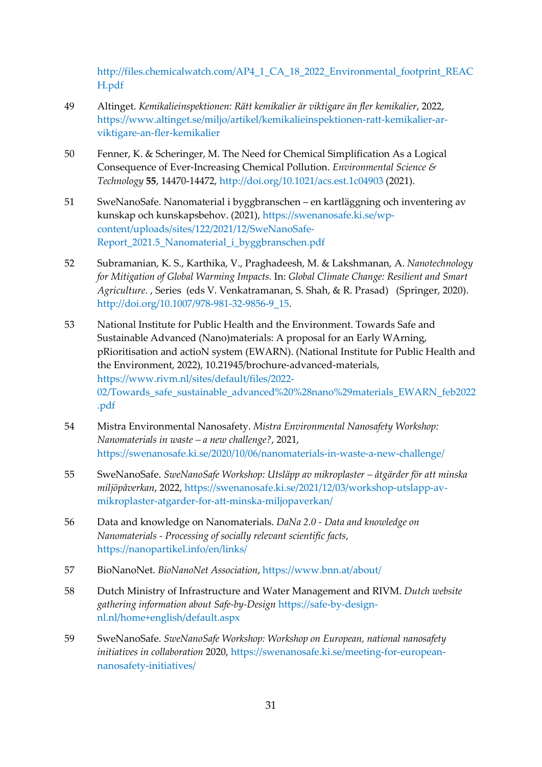http://files.chemicalwatch.com/AP4_1_CA_18_2022_Environmental_footprint_REACH.pdf

49 Altinget. *Kemikalieinspektionen: Rätt kemikalier är viktigare än fler kemikalier*, 2022, https://www.altinget.se/miljo/artikel/kemikalieinspektionen-ratt-kemikalier-ar-viktigare-an-fler-kemikalier

50 Fenner, K. & Scheringer, M. The Need for Chemical Simplification As a Logical Consequence of Ever-Increasing Chemical Pollution. *Environmental Science & Technology* **55**, 14470-14472, http://doi.org/10.1021/acs.est.1c04903 (2021).

51 SweNanoSafe. Nanomaterial i byggbranschen – en kartläggning och inventering av kunskap och kunskapsbehov. (2021), https://swenanosafe.ki.se/wp-content/uploads/sites/122/2021/12/SweNanoSafe-Report_2021.5_Nanomaterial_i_byggbranschen.pdf

52 Subramanian, K. S., Karthika, V., Praghadeesh, M. & Lakshmanan, A. *Nanotechnology for Mitigation of Global Warming Impacts*. In: *Global Climate Change: Resilient and Smart Agriculture.* , Series (eds V. Venkatramanan, S. Shah, & R. Prasad) (Springer, 2020). http://doi.org/10.1007/978-981-32-9856-9_15.

53 National Institute for Public Health and the Environment. Towards Safe and Sustainable Advanced (Nano)materials: A proposal for an Early WArning, pRioritisation and actioN system (EWARN). (National Institute for Public Health and the Environment, 2022), 10.21945/brochure-advanced-materials, https://www.rivm.nl/sites/default/files/2022-02/Towards_safe_sustainable_advanced%20%28nano%29materials_EWARN_feb2022.pdf

54 Mistra Environmental Nanosafety. *Mistra Environmental Nanosafety Workshop: Nanomaterials in waste – a new challenge?*, 2021, https://swenanosafe.ki.se/2020/10/06/nanomaterials-in-waste-a-new-challenge/

55 SweNanoSafe. *SweNanoSafe Workshop: Utsläpp av mikroplaster – åtgärder för att minska miljöpåverkan*, 2022, https://swenanosafe.ki.se/2021/12/03/workshop-utslapp-av-mikroplaster-atgarder-for-att-minska-miljopaverkan/

56 Data and knowledge on Nanomaterials. *DaNa 2.0 - Data and knowledge on Nanomaterials - Processing of socially relevant scientific facts*, https://nanopartikel.info/en/links/

57 BioNanoNet. *BioNanoNet Association*, https://www.bnn.at/about/

58 Dutch Ministry of Infrastructure and Water Management and RIVM. *Dutch website gathering information about Safe-by-Design* https://safe-by-design-nl.nl/home+english/default.aspx

59 SweNanoSafe. *SweNanoSafe Workshop: Workshop on European, national nanosafety initiatives in collaboration* 2020, https://swenanosafe.ki.se/meeting-for-european-nanosafety-initiatives/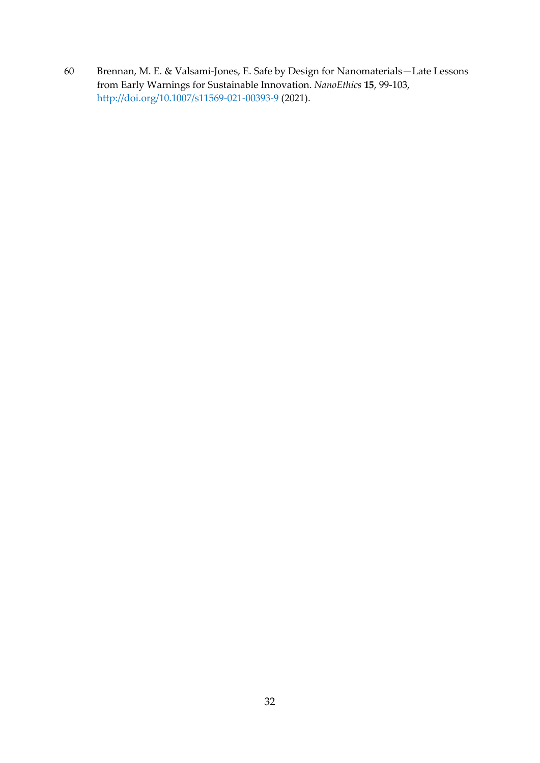60 Brennan, M. E. & Valsami-Jones, E. Safe by Design for Nanomaterials—Late Lessons from Early Warnings for Sustainable Innovation. *NanoEthics* **15**, 99-103, http://doi.org/10.1007/s11569-021-00393-9 (2021).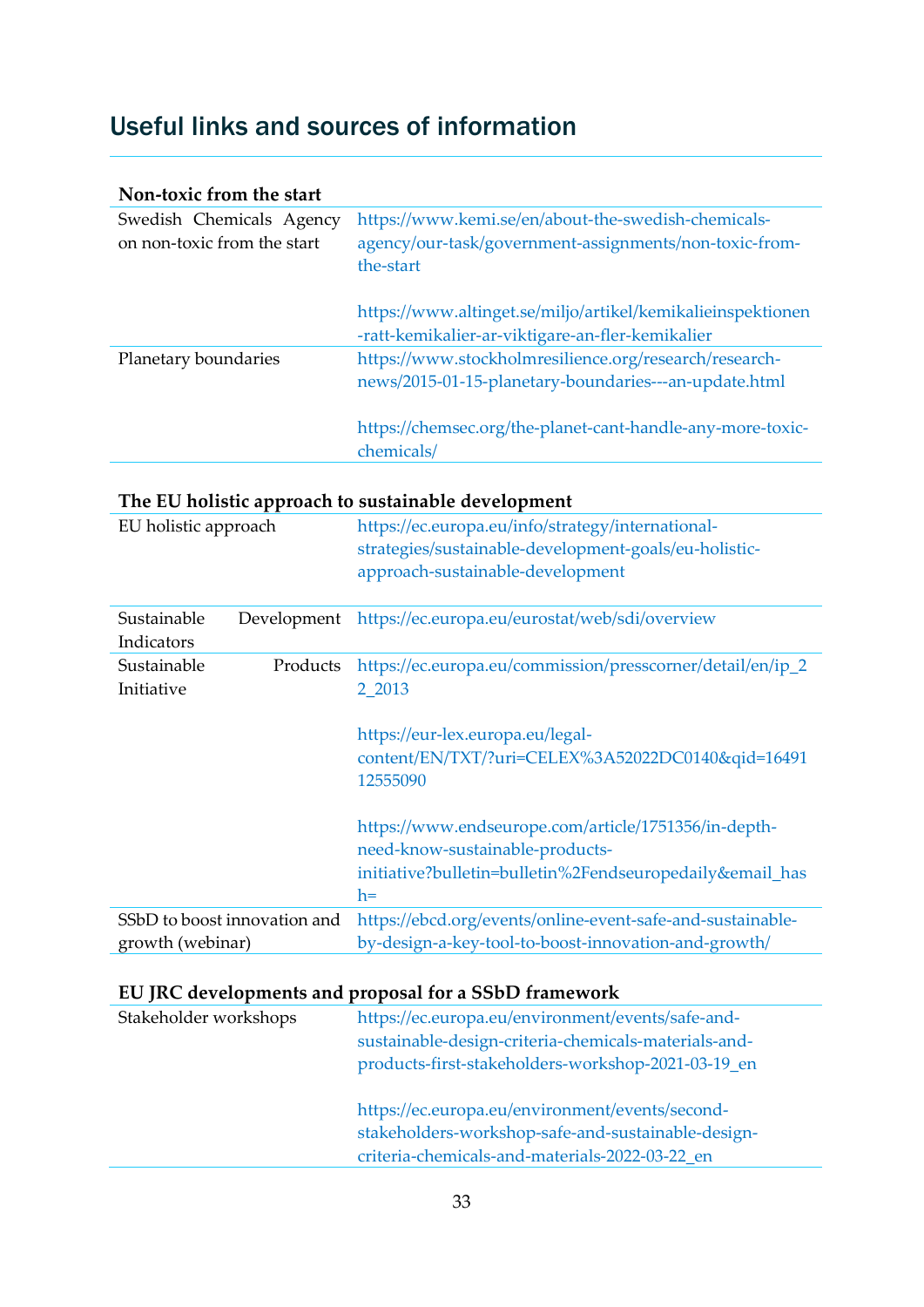## Useful links and sources of information

| **Non-toxic from the start** | |
|---|---|
| Swedish Chemicals Agency on non-toxic from the start | https://www.kemi.se/en/about-the-swedish-chemicals-agency/our-task/government-assignments/non-toxic-from-the-start<br><br>https://www.altinget.se/miljo/artikel/kemikalieinspektionen-ratt-kemikalier-ar-viktigare-an-fler-kemikalier |
| Planetary boundaries | https://www.stockholmresilience.org/research/research-news/2015-01-15-planetary-boundaries---an-update.html<br><br>https://chemsec.org/the-planet-cant-handle-any-more-toxic-chemicals/ |

| **The EU holistic approach to sustainable development** | |
|---|---|
| EU holistic approach | https://ec.europa.eu/info/strategy/international-strategies/sustainable-development-goals/eu-holistic-approach-sustainable-development |
| Sustainable Development Indicators | https://ec.europa.eu/eurostat/web/sdi/overview |
| Sustainable Products Initiative | https://ec.europa.eu/commission/presscorner/detail/en/ip_22_2013<br><br>https://eur-lex.europa.eu/legal-content/EN/TXT/?uri=CELEX%3A52022DC0140&qid=1649112555090<br><br>https://www.endseurope.com/article/1751356/in-depth-need-know-sustainable-products-initiative?bulletin=bulletin%2Fendseuropedaily&email_hash= |
| SSbD to boost innovation and growth (webinar) | https://ebcd.org/events/online-event-safe-and-sustainable-by-design-a-key-tool-to-boost-innovation-and-growth/ |

| **EU JRC developments and proposal for a SSbD framework** | |
|---|---|
| Stakeholder workshops | https://ec.europa.eu/environment/events/safe-and-sustainable-design-criteria-chemicals-materials-and-products-first-stakeholders-workshop-2021-03-19_en<br><br>https://ec.europa.eu/environment/events/second-stakeholders-workshop-safe-and-sustainable-design-criteria-chemicals-and-materials-2022-03-22_en |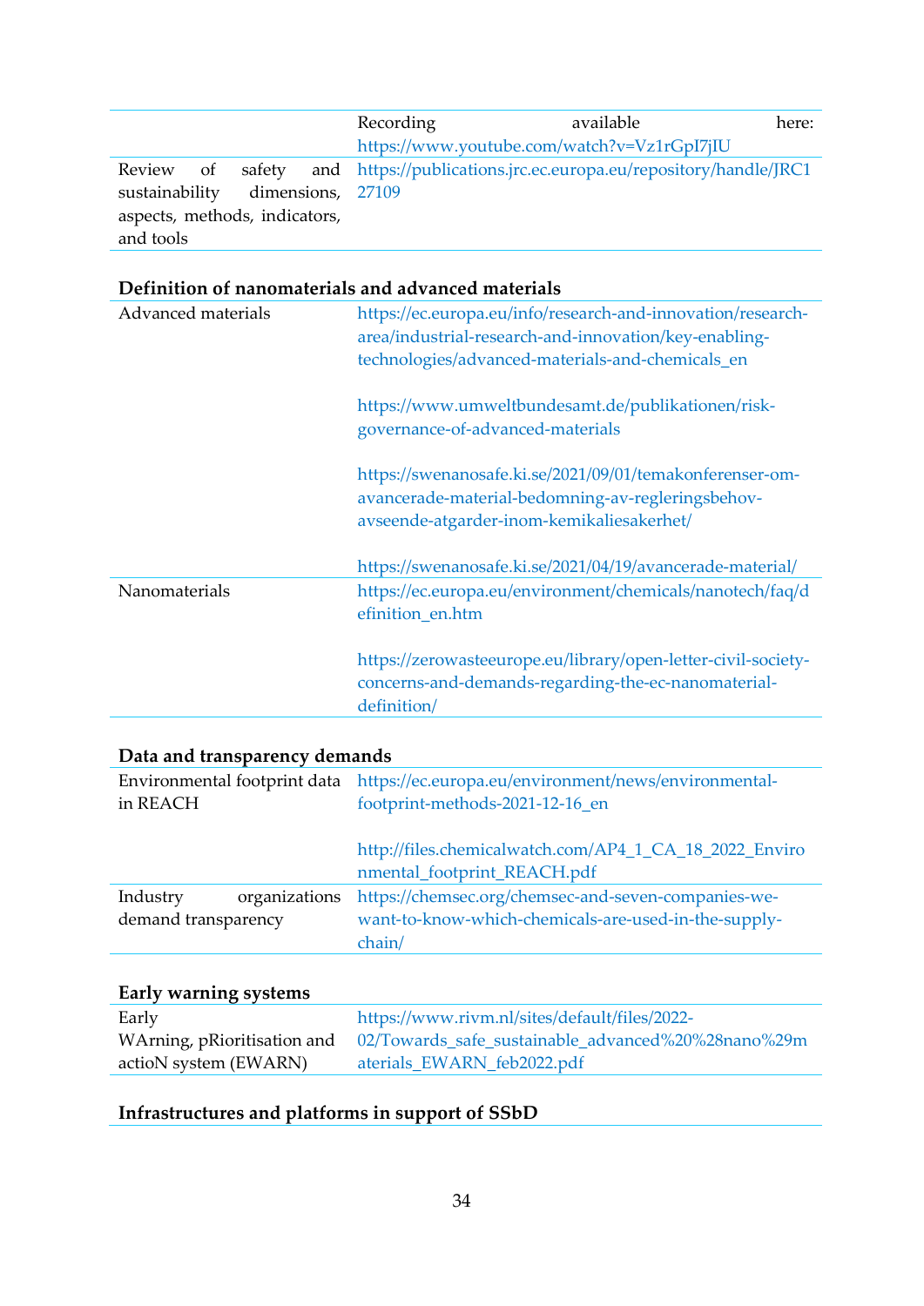| | |
|---|---|
| | Recording available here: https://www.youtube.com/watch?v=Vz1rGpI7jIU |
| Review of safety and sustainability dimensions, aspects, methods, indicators, and tools | https://publications.jrc.ec.europa.eu/repository/handle/JRC127109 |

**Definition of nanomaterials and advanced materials**

| | |
|---|---|
| Advanced materials | https://ec.europa.eu/info/research-and-innovation/research-area/industrial-research-and-innovation/key-enabling-technologies/advanced-materials-and-chemicals_en<br><br>https://www.umweltbundesamt.de/publikationen/risk-governance-of-advanced-materials<br><br>https://swenanosafe.ki.se/2021/09/01/temakonferenser-om-avancerade-material-bedomning-av-regleringsbehov-avseende-atgarder-inom-kemikaliesakerhet/<br><br>https://swenanosafe.ki.se/2021/04/19/avancerade-material/ |
| Nanomaterials | https://ec.europa.eu/environment/chemicals/nanotech/faq/definition_en.htm<br><br>https://zerowasteeurope.eu/library/open-letter-civil-society-concerns-and-demands-regarding-the-ec-nanomaterial-definition/ |

**Data and transparency demands**

| | |
|---|---|
| Environmental footprint data in REACH | https://ec.europa.eu/environment/news/environmental-footprint-methods-2021-12-16_en<br><br>http://files.chemicalwatch.com/AP4_1_CA_18_2022_Environmental_footprint_REACH.pdf |
| Industry organizations demand transparency | https://chemsec.org/chemsec-and-seven-companies-we-want-to-know-which-chemicals-are-used-in-the-supply-chain/ |

**Early warning systems**

| | |
|---|---|
| Early WArning, pRioritisation and actioN system (EWARN) | https://www.rivm.nl/sites/default/files/2022-02/Towards_safe_sustainable_advanced%20%28nano%29materials_EWARN_feb2022.pdf |

**Infrastructures and platforms in support of SSbD**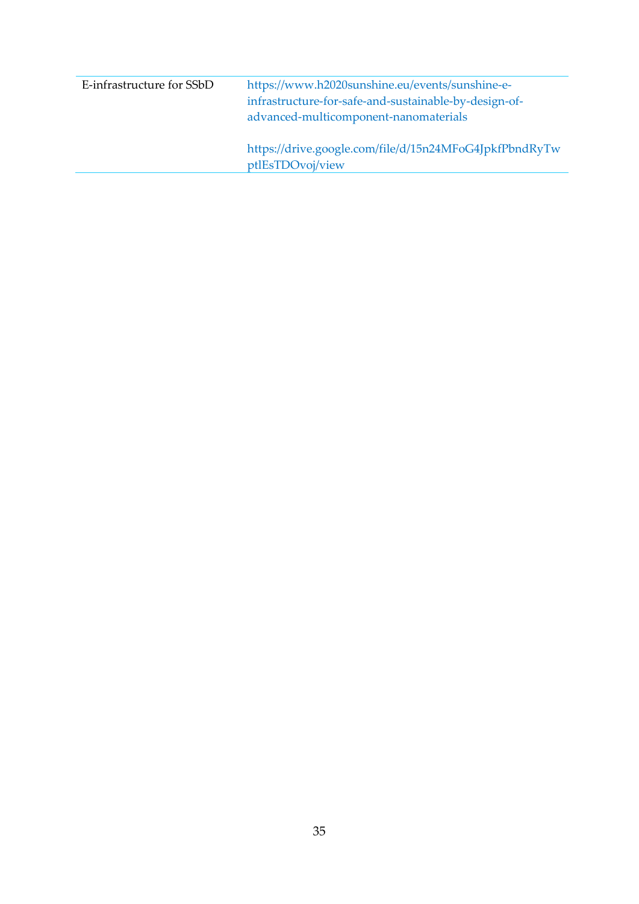| | |
|---|---|
| E-infrastructure for SSbD | https://www.h2020sunshine.eu/events/sunshine-e-infrastructure-for-safe-and-sustainable-by-design-of-advanced-multicomponent-nanomaterials<br><br>https://drive.google.com/file/d/15n24MFoG4JpkfPbndRyTwptlEsTDOvoj/view |